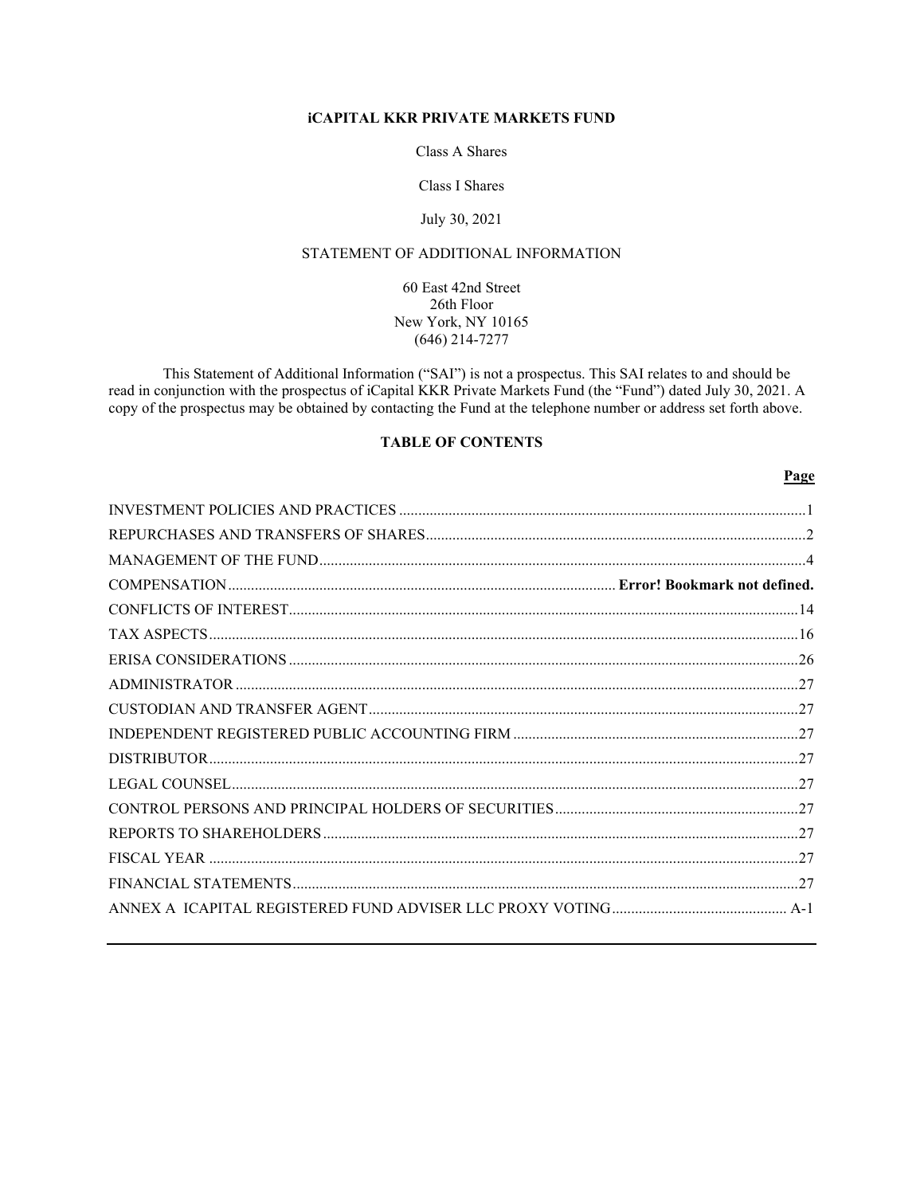# iCAPITAL KKR PRIVATE MARKETS FUND

Class A Shares

Class I Shares

July 30, 2021

STATEMENT OF ADDITIONAL INFORMATION

60 East 42nd Street
26th Floor
New York, NY 10165
(646) 214-7277

This Statement of Additional Information ("SAI") is not a prospectus. This SAI relates to and should be read in conjunction with the prospectus of iCapital KKR Private Markets Fund (the "Fund") dated July 30, 2021. A copy of the prospectus may be obtained by contacting the Fund at the telephone number or address set forth above.

## TABLE OF CONTENTS

| | **Page** |
|---|---|
| INVESTMENT POLICIES AND PRACTICES | 1 |
| REPURCHASES AND TRANSFERS OF SHARES | 2 |
| MANAGEMENT OF THE FUND | 4 |
| COMPENSATION | **Error! Bookmark not defined.** |
| CONFLICTS OF INTEREST | 14 |
| TAX ASPECTS | 16 |
| ERISA CONSIDERATIONS | 26 |
| ADMINISTRATOR | 27 |
| CUSTODIAN AND TRANSFER AGENT | 27 |
| INDEPENDENT REGISTERED PUBLIC ACCOUNTING FIRM | 27 |
| DISTRIBUTOR | 27 |
| LEGAL COUNSEL | 27 |
| CONTROL PERSONS AND PRINCIPAL HOLDERS OF SECURITIES | 27 |
| REPORTS TO SHAREHOLDERS | 27 |
| FISCAL YEAR | 27 |
| FINANCIAL STATEMENTS | 27 |
| ANNEX A ICAPITAL REGISTERED FUND ADVISER LLC PROXY VOTING | A-1 |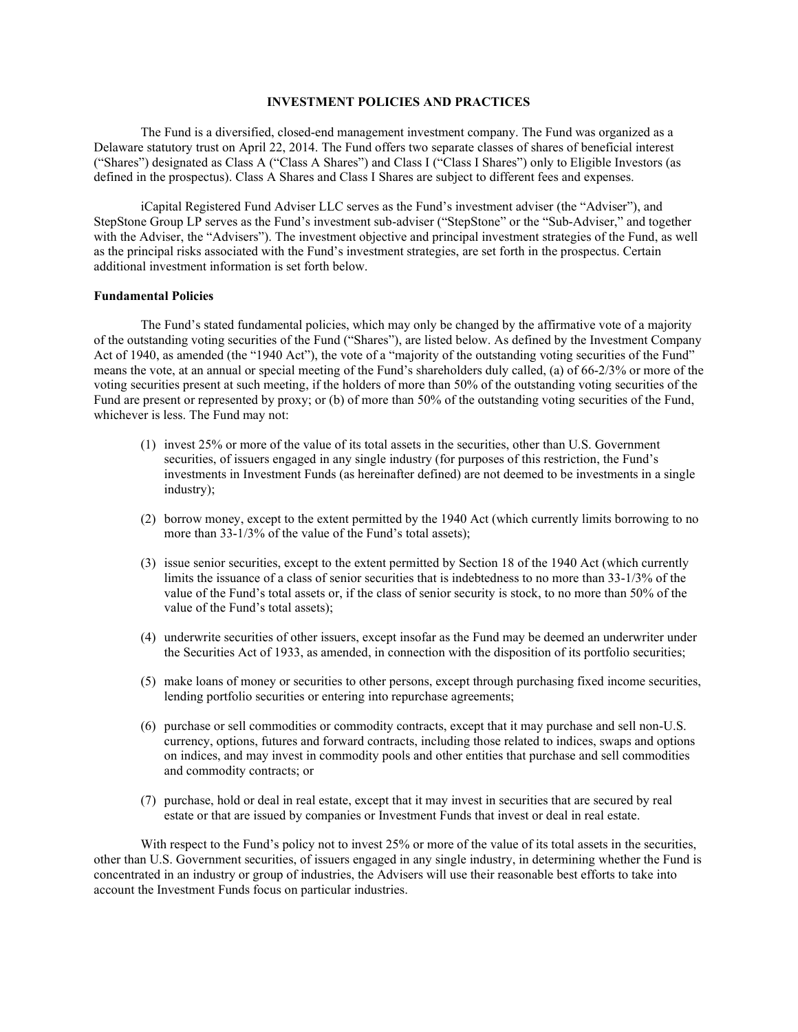## INVESTMENT POLICIES AND PRACTICES

The Fund is a diversified, closed-end management investment company. The Fund was organized as a Delaware statutory trust on April 22, 2014. The Fund offers two separate classes of shares of beneficial interest ("Shares") designated as Class A ("Class A Shares") and Class I ("Class I Shares") only to Eligible Investors (as defined in the prospectus). Class A Shares and Class I Shares are subject to different fees and expenses.

iCapital Registered Fund Adviser LLC serves as the Fund's investment adviser (the "Adviser"), and StepStone Group LP serves as the Fund's investment sub-adviser ("StepStone" or the "Sub-Adviser," and together with the Adviser, the "Advisers"). The investment objective and principal investment strategies of the Fund, as well as the principal risks associated with the Fund's investment strategies, are set forth in the prospectus. Certain additional investment information is set forth below.

### Fundamental Policies

The Fund's stated fundamental policies, which may only be changed by the affirmative vote of a majority of the outstanding voting securities of the Fund ("Shares"), are listed below. As defined by the Investment Company Act of 1940, as amended (the "1940 Act"), the vote of a "majority of the outstanding voting securities of the Fund" means the vote, at an annual or special meeting of the Fund's shareholders duly called, (a) of 66-2/3% or more of the voting securities present at such meeting, if the holders of more than 50% of the outstanding voting securities of the Fund are present or represented by proxy; or (b) of more than 50% of the outstanding voting securities of the Fund, whichever is less. The Fund may not:

(1) invest 25% or more of the value of its total assets in the securities, other than U.S. Government securities, of issuers engaged in any single industry (for purposes of this restriction, the Fund's investments in Investment Funds (as hereinafter defined) are not deemed to be investments in a single industry);

(2) borrow money, except to the extent permitted by the 1940 Act (which currently limits borrowing to no more than 33-1/3% of the value of the Fund's total assets);

(3) issue senior securities, except to the extent permitted by Section 18 of the 1940 Act (which currently limits the issuance of a class of senior securities that is indebtedness to no more than 33-1/3% of the value of the Fund's total assets or, if the class of senior security is stock, to no more than 50% of the value of the Fund's total assets);

(4) underwrite securities of other issuers, except insofar as the Fund may be deemed an underwriter under the Securities Act of 1933, as amended, in connection with the disposition of its portfolio securities;

(5) make loans of money or securities to other persons, except through purchasing fixed income securities, lending portfolio securities or entering into repurchase agreements;

(6) purchase or sell commodities or commodity contracts, except that it may purchase and sell non-U.S. currency, options, futures and forward contracts, including those related to indices, swaps and options on indices, and may invest in commodity pools and other entities that purchase and sell commodities and commodity contracts; or

(7) purchase, hold or deal in real estate, except that it may invest in securities that are secured by real estate or that are issued by companies or Investment Funds that invest or deal in real estate.

With respect to the Fund's policy not to invest 25% or more of the value of its total assets in the securities, other than U.S. Government securities, of issuers engaged in any single industry, in determining whether the Fund is concentrated in an industry or group of industries, the Advisers will use their reasonable best efforts to take into account the Investment Funds focus on particular industries.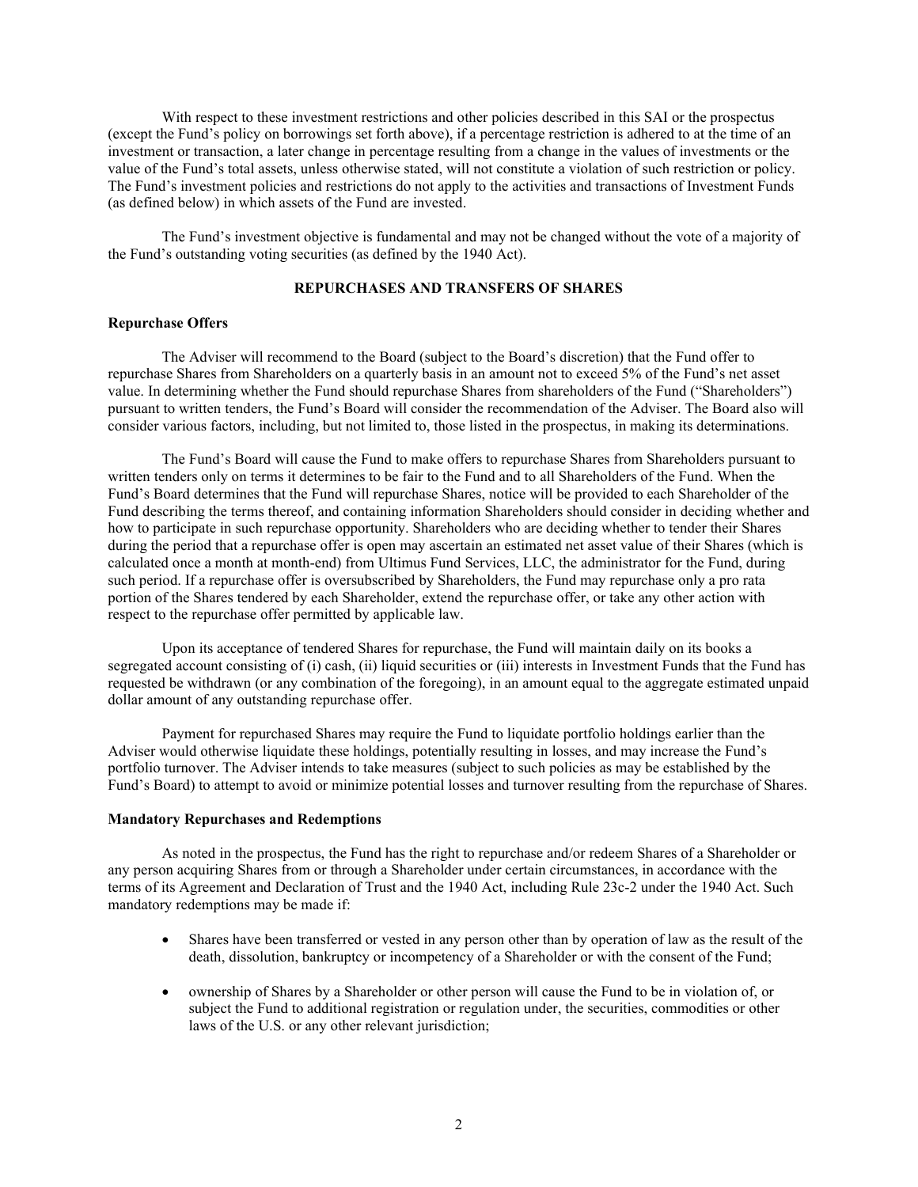With respect to these investment restrictions and other policies described in this SAI or the prospectus (except the Fund's policy on borrowings set forth above), if a percentage restriction is adhered to at the time of an investment or transaction, a later change in percentage resulting from a change in the values of investments or the value of the Fund's total assets, unless otherwise stated, will not constitute a violation of such restriction or policy. The Fund's investment policies and restrictions do not apply to the activities and transactions of Investment Funds (as defined below) in which assets of the Fund are invested.

The Fund's investment objective is fundamental and may not be changed without the vote of a majority of the Fund's outstanding voting securities (as defined by the 1940 Act).

## REPURCHASES AND TRANSFERS OF SHARES

### Repurchase Offers

The Adviser will recommend to the Board (subject to the Board's discretion) that the Fund offer to repurchase Shares from Shareholders on a quarterly basis in an amount not to exceed 5% of the Fund's net asset value. In determining whether the Fund should repurchase Shares from shareholders of the Fund ("Shareholders") pursuant to written tenders, the Fund's Board will consider the recommendation of the Adviser. The Board also will consider various factors, including, but not limited to, those listed in the prospectus, in making its determinations.

The Fund's Board will cause the Fund to make offers to repurchase Shares from Shareholders pursuant to written tenders only on terms it determines to be fair to the Fund and to all Shareholders of the Fund. When the Fund's Board determines that the Fund will repurchase Shares, notice will be provided to each Shareholder of the Fund describing the terms thereof, and containing information Shareholders should consider in deciding whether and how to participate in such repurchase opportunity. Shareholders who are deciding whether to tender their Shares during the period that a repurchase offer is open may ascertain an estimated net asset value of their Shares (which is calculated once a month at month-end) from Ultimus Fund Services, LLC, the administrator for the Fund, during such period. If a repurchase offer is oversubscribed by Shareholders, the Fund may repurchase only a pro rata portion of the Shares tendered by each Shareholder, extend the repurchase offer, or take any other action with respect to the repurchase offer permitted by applicable law.

Upon its acceptance of tendered Shares for repurchase, the Fund will maintain daily on its books a segregated account consisting of (i) cash, (ii) liquid securities or (iii) interests in Investment Funds that the Fund has requested be withdrawn (or any combination of the foregoing), in an amount equal to the aggregate estimated unpaid dollar amount of any outstanding repurchase offer.

Payment for repurchased Shares may require the Fund to liquidate portfolio holdings earlier than the Adviser would otherwise liquidate these holdings, potentially resulting in losses, and may increase the Fund's portfolio turnover. The Adviser intends to take measures (subject to such policies as may be established by the Fund's Board) to attempt to avoid or minimize potential losses and turnover resulting from the repurchase of Shares.

### Mandatory Repurchases and Redemptions

As noted in the prospectus, the Fund has the right to repurchase and/or redeem Shares of a Shareholder or any person acquiring Shares from or through a Shareholder under certain circumstances, in accordance with the terms of its Agreement and Declaration of Trust and the 1940 Act, including Rule 23c-2 under the 1940 Act. Such mandatory redemptions may be made if:

- Shares have been transferred or vested in any person other than by operation of law as the result of the death, dissolution, bankruptcy or incompetency of a Shareholder or with the consent of the Fund;
- ownership of Shares by a Shareholder or other person will cause the Fund to be in violation of, or subject the Fund to additional registration or regulation under, the securities, commodities or other laws of the U.S. or any other relevant jurisdiction;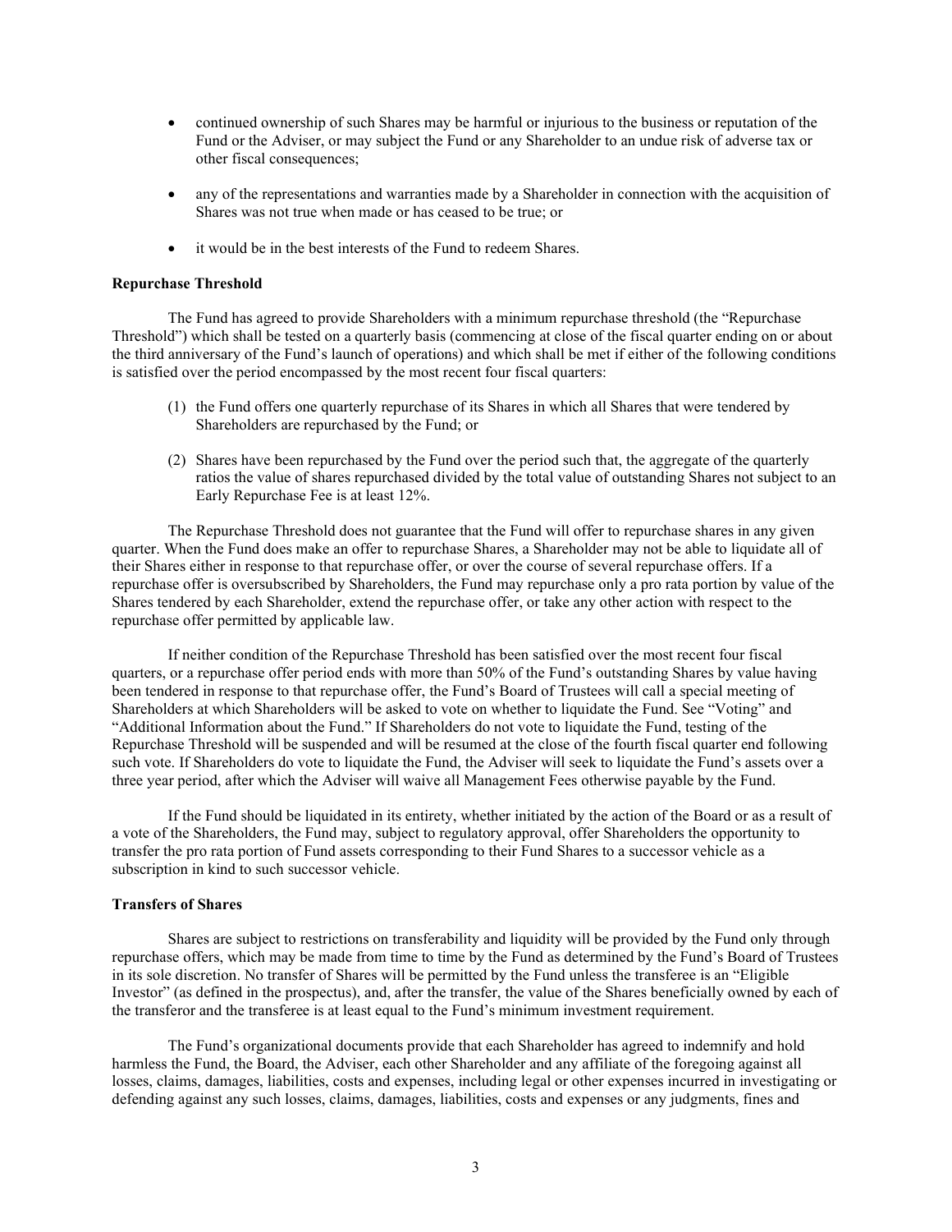- continued ownership of such Shares may be harmful or injurious to the business or reputation of the Fund or the Adviser, or may subject the Fund or any Shareholder to an undue risk of adverse tax or other fiscal consequences;
- any of the representations and warranties made by a Shareholder in connection with the acquisition of Shares was not true when made or has ceased to be true; or
- it would be in the best interests of the Fund to redeem Shares.

**Repurchase Threshold**

The Fund has agreed to provide Shareholders with a minimum repurchase threshold (the "Repurchase Threshold") which shall be tested on a quarterly basis (commencing at close of the fiscal quarter ending on or about the third anniversary of the Fund's launch of operations) and which shall be met if either of the following conditions is satisfied over the period encompassed by the most recent four fiscal quarters:

(1) the Fund offers one quarterly repurchase of its Shares in which all Shares that were tendered by Shareholders are repurchased by the Fund; or

(2) Shares have been repurchased by the Fund over the period such that, the aggregate of the quarterly ratios the value of shares repurchased divided by the total value of outstanding Shares not subject to an Early Repurchase Fee is at least 12%.

The Repurchase Threshold does not guarantee that the Fund will offer to repurchase shares in any given quarter. When the Fund does make an offer to repurchase Shares, a Shareholder may not be able to liquidate all of their Shares either in response to that repurchase offer, or over the course of several repurchase offers. If a repurchase offer is oversubscribed by Shareholders, the Fund may repurchase only a pro rata portion by value of the Shares tendered by each Shareholder, extend the repurchase offer, or take any other action with respect to the repurchase offer permitted by applicable law.

If neither condition of the Repurchase Threshold has been satisfied over the most recent four fiscal quarters, or a repurchase offer period ends with more than 50% of the Fund's outstanding Shares by value having been tendered in response to that repurchase offer, the Fund's Board of Trustees will call a special meeting of Shareholders at which Shareholders will be asked to vote on whether to liquidate the Fund. See "Voting" and "Additional Information about the Fund." If Shareholders do not vote to liquidate the Fund, testing of the Repurchase Threshold will be suspended and will be resumed at the close of the fourth fiscal quarter end following such vote. If Shareholders do vote to liquidate the Fund, the Adviser will seek to liquidate the Fund's assets over a three year period, after which the Adviser will waive all Management Fees otherwise payable by the Fund.

If the Fund should be liquidated in its entirety, whether initiated by the action of the Board or as a result of a vote of the Shareholders, the Fund may, subject to regulatory approval, offer Shareholders the opportunity to transfer the pro rata portion of Fund assets corresponding to their Fund Shares to a successor vehicle as a subscription in kind to such successor vehicle.

**Transfers of Shares**

Shares are subject to restrictions on transferability and liquidity will be provided by the Fund only through repurchase offers, which may be made from time to time by the Fund as determined by the Fund's Board of Trustees in its sole discretion. No transfer of Shares will be permitted by the Fund unless the transferee is an "Eligible Investor" (as defined in the prospectus), and, after the transfer, the value of the Shares beneficially owned by each of the transferor and the transferee is at least equal to the Fund's minimum investment requirement.

The Fund's organizational documents provide that each Shareholder has agreed to indemnify and hold harmless the Fund, the Board, the Adviser, each other Shareholder and any affiliate of the foregoing against all losses, claims, damages, liabilities, costs and expenses, including legal or other expenses incurred in investigating or defending against any such losses, claims, damages, liabilities, costs and expenses or any judgments, fines and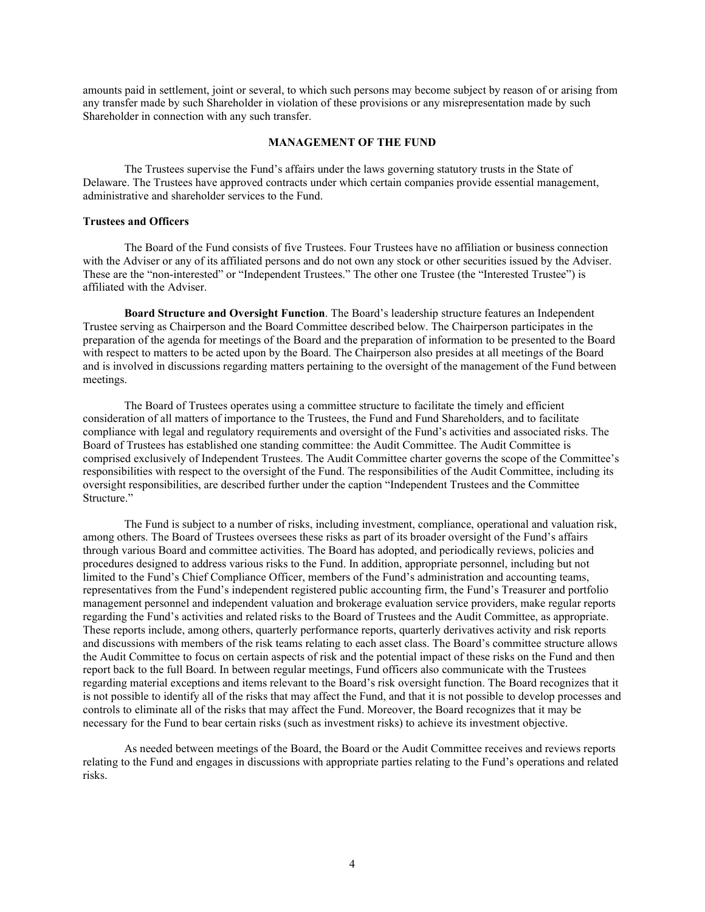amounts paid in settlement, joint or several, to which such persons may become subject by reason of or arising from any transfer made by such Shareholder in violation of these provisions or any misrepresentation made by such Shareholder in connection with any such transfer.

## MANAGEMENT OF THE FUND

The Trustees supervise the Fund's affairs under the laws governing statutory trusts in the State of Delaware. The Trustees have approved contracts under which certain companies provide essential management, administrative and shareholder services to the Fund.

### Trustees and Officers

The Board of the Fund consists of five Trustees. Four Trustees have no affiliation or business connection with the Adviser or any of its affiliated persons and do not own any stock or other securities issued by the Adviser. These are the "non-interested" or "Independent Trustees." The other one Trustee (the "Interested Trustee") is affiliated with the Adviser.

**Board Structure and Oversight Function**. The Board's leadership structure features an Independent Trustee serving as Chairperson and the Board Committee described below. The Chairperson participates in the preparation of the agenda for meetings of the Board and the preparation of information to be presented to the Board with respect to matters to be acted upon by the Board. The Chairperson also presides at all meetings of the Board and is involved in discussions regarding matters pertaining to the oversight of the management of the Fund between meetings.

The Board of Trustees operates using a committee structure to facilitate the timely and efficient consideration of all matters of importance to the Trustees, the Fund and Fund Shareholders, and to facilitate compliance with legal and regulatory requirements and oversight of the Fund's activities and associated risks. The Board of Trustees has established one standing committee: the Audit Committee. The Audit Committee is comprised exclusively of Independent Trustees. The Audit Committee charter governs the scope of the Committee's responsibilities with respect to the oversight of the Fund. The responsibilities of the Audit Committee, including its oversight responsibilities, are described further under the caption "Independent Trustees and the Committee Structure."

The Fund is subject to a number of risks, including investment, compliance, operational and valuation risk, among others. The Board of Trustees oversees these risks as part of its broader oversight of the Fund's affairs through various Board and committee activities. The Board has adopted, and periodically reviews, policies and procedures designed to address various risks to the Fund. In addition, appropriate personnel, including but not limited to the Fund's Chief Compliance Officer, members of the Fund's administration and accounting teams, representatives from the Fund's independent registered public accounting firm, the Fund's Treasurer and portfolio management personnel and independent valuation and brokerage evaluation service providers, make regular reports regarding the Fund's activities and related risks to the Board of Trustees and the Audit Committee, as appropriate. These reports include, among others, quarterly performance reports, quarterly derivatives activity and risk reports and discussions with members of the risk teams relating to each asset class. The Board's committee structure allows the Audit Committee to focus on certain aspects of risk and the potential impact of these risks on the Fund and then report back to the full Board. In between regular meetings, Fund officers also communicate with the Trustees regarding material exceptions and items relevant to the Board's risk oversight function. The Board recognizes that it is not possible to identify all of the risks that may affect the Fund, and that it is not possible to develop processes and controls to eliminate all of the risks that may affect the Fund. Moreover, the Board recognizes that it may be necessary for the Fund to bear certain risks (such as investment risks) to achieve its investment objective.

As needed between meetings of the Board, the Board or the Audit Committee receives and reviews reports relating to the Fund and engages in discussions with appropriate parties relating to the Fund's operations and related risks.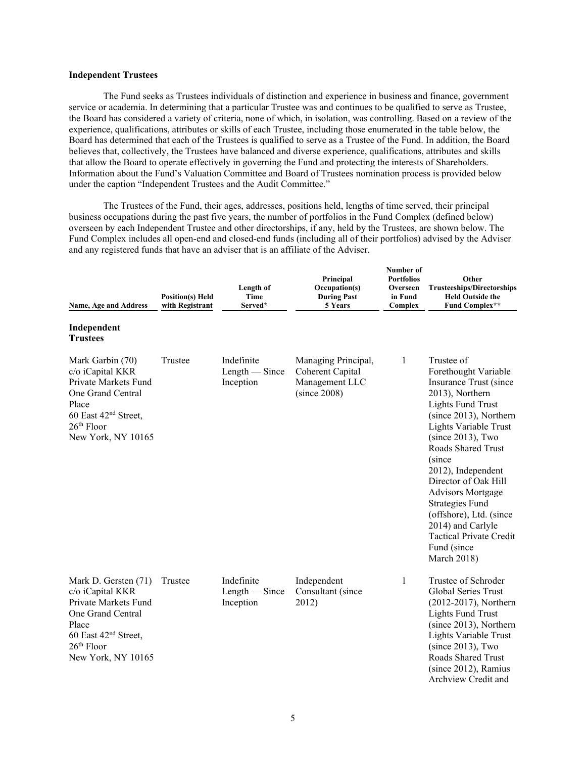**Independent Trustees**

The Fund seeks as Trustees individuals of distinction and experience in business and finance, government service or academia. In determining that a particular Trustee was and continues to be qualified to serve as Trustee, the Board has considered a variety of criteria, none of which, in isolation, was controlling. Based on a review of the experience, qualifications, attributes or skills of each Trustee, including those enumerated in the table below, the Board has determined that each of the Trustees is qualified to serve as a Trustee of the Fund. In addition, the Board believes that, collectively, the Trustees have balanced and diverse experience, qualifications, attributes and skills that allow the Board to operate effectively in governing the Fund and protecting the interests of Shareholders. Information about the Fund's Valuation Committee and Board of Trustees nomination process is provided below under the caption "Independent Trustees and the Audit Committee."

The Trustees of the Fund, their ages, addresses, positions held, lengths of time served, their principal business occupations during the past five years, the number of portfolios in the Fund Complex (defined below) overseen by each Independent Trustee and other directorships, if any, held by the Trustees, are shown below. The Fund Complex includes all open-end and closed-end funds (including all of their portfolios) advised by the Adviser and any registered funds that have an adviser that is an affiliate of the Adviser.

| Name, Age and Address | Position(s) Held with Registrant | Length of Time Served* | Principal Occupation(s) During Past 5 Years | Number of Portfolios Overseen in Fund Complex | Other Trusteeships/Directorships Held Outside the Fund Complex** |
|---|---|---|---|---|---|
| **Independent Trustees** | | | | | |
| Mark Garbin (70)<br>c/o iCapital KKR Private Markets Fund<br>One Grand Central Place<br>60 East 42nd Street, 26th Floor<br>New York, NY 10165 | Trustee | Indefinite Length — Since Inception | Managing Principal, Coherent Capital Management LLC (since 2008) | 1 | Trustee of Forethought Variable Insurance Trust (since 2013), Northern Lights Fund Trust (since 2013), Northern Lights Variable Trust (since 2013), Two Roads Shared Trust (since 2012), Independent Director of Oak Hill Advisors Mortgage Strategies Fund (offshore), Ltd. (since 2014) and Carlyle Tactical Private Credit Fund (since March 2018) |
| Mark D. Gersten (71)<br>c/o iCapital KKR Private Markets Fund<br>One Grand Central Place<br>60 East 42nd Street, 26th Floor<br>New York, NY 10165 | Trustee | Indefinite Length — Since Inception | Independent Consultant (since 2012) | 1 | Trustee of Schroder Global Series Trust (2012-2017), Northern Lights Fund Trust (since 2013), Northern Lights Variable Trust (since 2013), Two Roads Shared Trust (since 2012), Ramius Archview Credit and |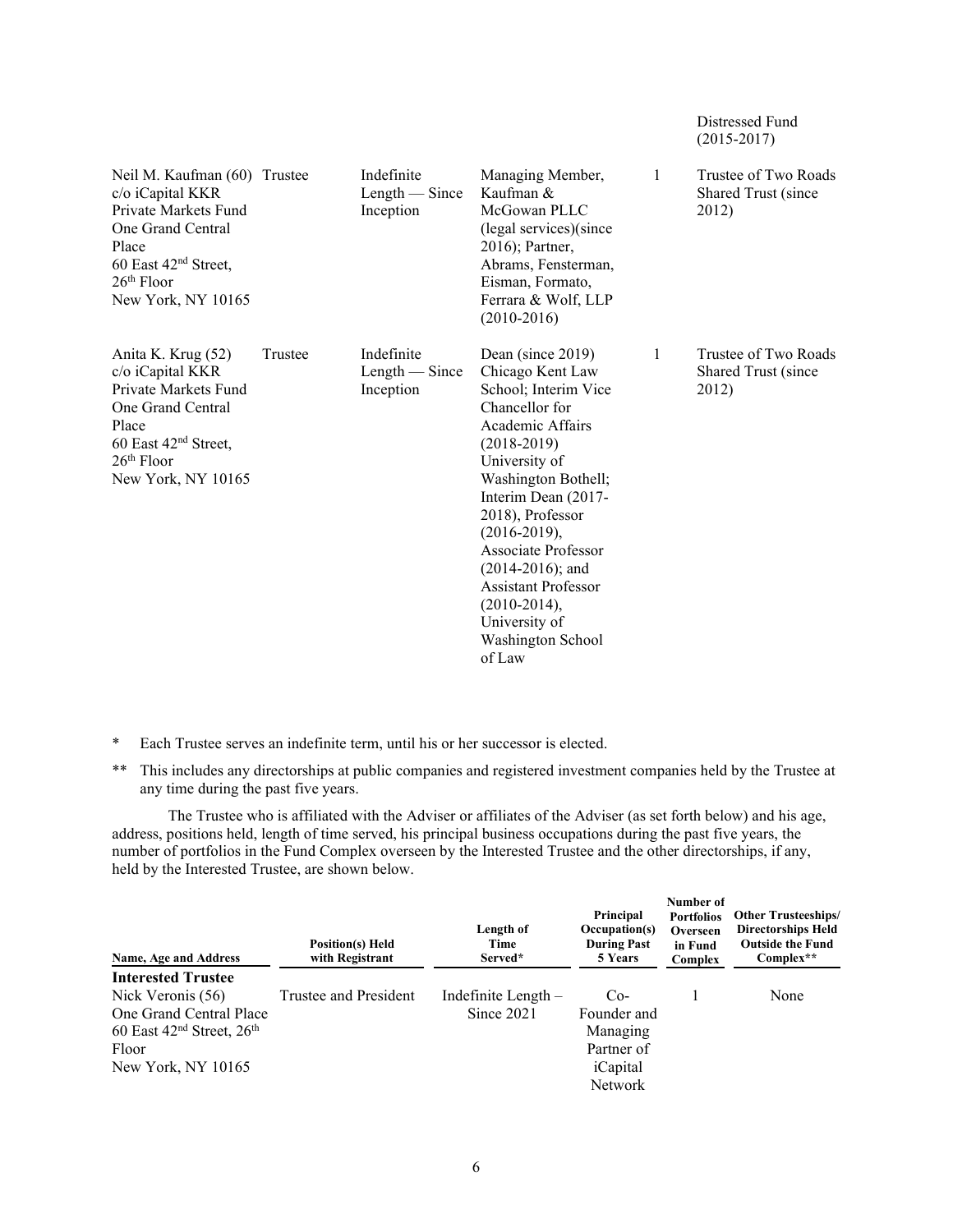| | | | | | Distressed Fund (2015-2017) |
|---|---|---|---|---|---|
| Neil M. Kaufman (60) c/o iCapital KKR Private Markets Fund One Grand Central Place 60 East 42nd Street, 26th Floor New York, NY 10165 | Trustee | Indefinite Length — Since Inception | Managing Member, Kaufman & McGowan PLLC (legal services)(since 2016); Partner, Abrams, Fensterman, Eisman, Formato, Ferrara & Wolf, LLP (2010-2016) | 1 | Trustee of Two Roads Shared Trust (since 2012) |
| Anita K. Krug (52) c/o iCapital KKR Private Markets Fund One Grand Central Place 60 East 42nd Street, 26th Floor New York, NY 10165 | Trustee | Indefinite Length — Since Inception | Dean (since 2019) Chicago Kent Law School; Interim Vice Chancellor for Academic Affairs (2018-2019) University of Washington Bothell; Interim Dean (2017-2018), Professor (2016-2019), Associate Professor (2014-2016); and Assistant Professor (2010-2014), University of Washington School of Law | 1 | Trustee of Two Roads Shared Trust (since 2012) |

\* Each Trustee serves an indefinite term, until his or her successor is elected.

\*\* This includes any directorships at public companies and registered investment companies held by the Trustee at any time during the past five years.

The Trustee who is affiliated with the Adviser or affiliates of the Adviser (as set forth below) and his age, address, positions held, length of time served, his principal business occupations during the past five years, the number of portfolios in the Fund Complex overseen by the Interested Trustee and the other directorships, if any, held by the Interested Trustee, are shown below.

| Name, Age and Address | Position(s) Held with Registrant | Length of Time Served* | Principal Occupation(s) During Past 5 Years | Number of Portfolios Overseen in Fund Complex | Other Trusteeships/ Directorships Held Outside the Fund Complex** |
|---|---|---|---|---|---|
| **Interested Trustee** | | | | | |
| Nick Veronis (56) One Grand Central Place 60 East 42nd Street, 26th Floor New York, NY 10165 | Trustee and President | Indefinite Length – Since 2021 | Co-Founder and Managing Partner of iCapital Network | 1 | None |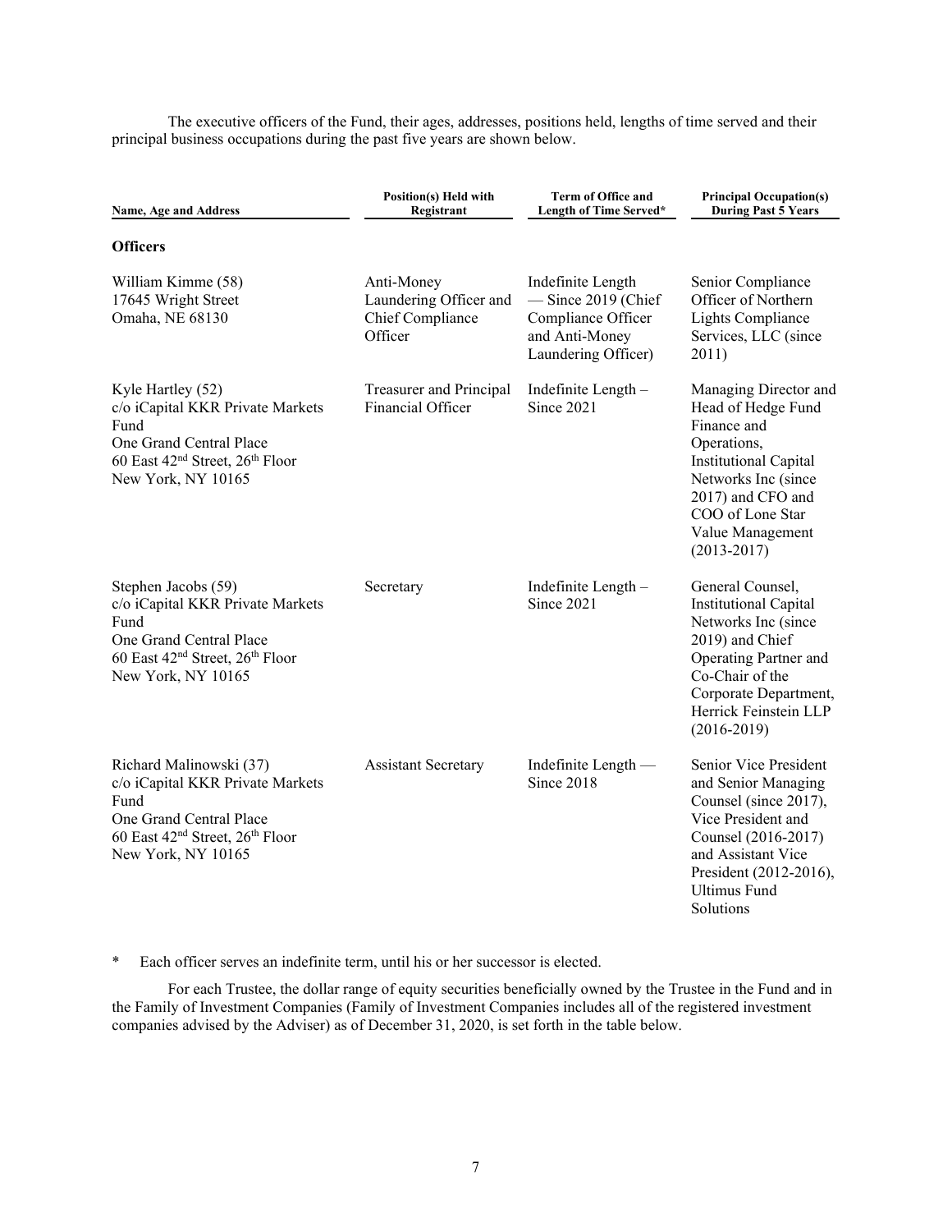The executive officers of the Fund, their ages, addresses, positions held, lengths of time served and their principal business occupations during the past five years are shown below.

| Name, Age and Address | Position(s) Held with Registrant | Term of Office and Length of Time Served* | Principal Occupation(s) During Past 5 Years |
|---|---|---|---|
| **Officers** | | | |
| William Kimme (58)<br>17645 Wright Street<br>Omaha, NE 68130 | Anti-Money Laundering Officer and Chief Compliance Officer | Indefinite Length — Since 2019 (Chief Compliance Officer and Anti-Money Laundering Officer) | Senior Compliance Officer of Northern Lights Compliance Services, LLC (since 2011) |
| Kyle Hartley (52)<br>c/o iCapital KKR Private Markets Fund<br>One Grand Central Place<br>60 East 42nd Street, 26th Floor<br>New York, NY 10165 | Treasurer and Principal Financial Officer | Indefinite Length – Since 2021 | Managing Director and Head of Hedge Fund Finance and Operations, Institutional Capital Networks Inc (since 2017) and CFO and COO of Lone Star Value Management (2013-2017) |
| Stephen Jacobs (59)<br>c/o iCapital KKR Private Markets Fund<br>One Grand Central Place<br>60 East 42nd Street, 26th Floor<br>New York, NY 10165 | Secretary | Indefinite Length – Since 2021 | General Counsel, Institutional Capital Networks Inc (since 2019) and Chief Operating Partner and Co-Chair of the Corporate Department, Herrick Feinstein LLP (2016-2019) |
| Richard Malinowski (37)<br>c/o iCapital KKR Private Markets Fund<br>One Grand Central Place<br>60 East 42nd Street, 26th Floor<br>New York, NY 10165 | Assistant Secretary | Indefinite Length — Since 2018 | Senior Vice President and Senior Managing Counsel (since 2017), Vice President and Counsel (2016-2017) and Assistant Vice President (2012-2016), Ultimus Fund Solutions |

\* Each officer serves an indefinite term, until his or her successor is elected.

For each Trustee, the dollar range of equity securities beneficially owned by the Trustee in the Fund and in the Family of Investment Companies (Family of Investment Companies includes all of the registered investment companies advised by the Adviser) as of December 31, 2020, is set forth in the table below.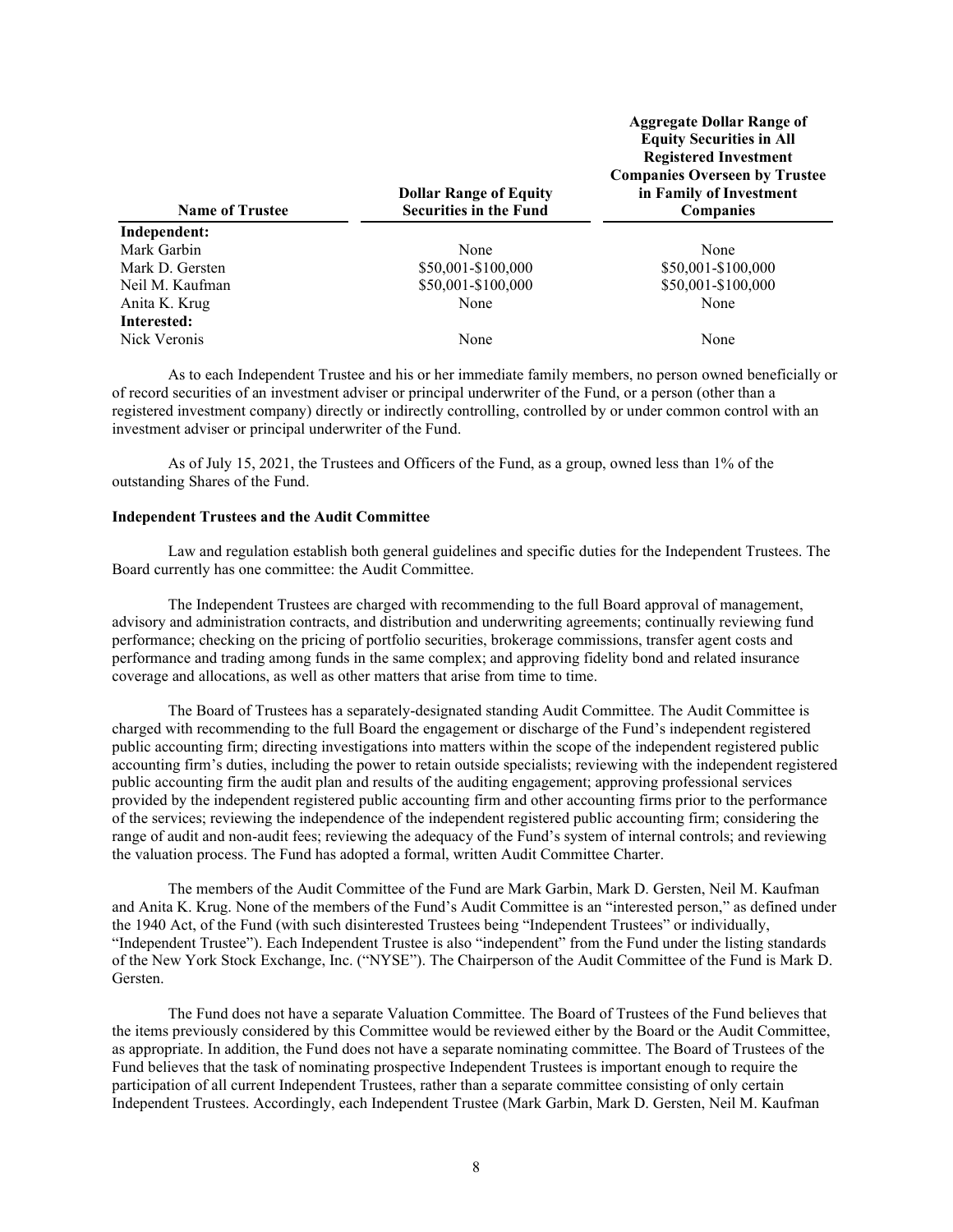| Name of Trustee | Dollar Range of Equity Securities in the Fund | Aggregate Dollar Range of Equity Securities in All Registered Investment Companies Overseen by Trustee in Family of Investment Companies |
|---|---|---|
| **Independent:** | | |
| Mark Garbin | None | None |
| Mark D. Gersten | $50,001-$100,000 | $50,001-$100,000 |
| Neil M. Kaufman | $50,001-$100,000 | $50,001-$100,000 |
| Anita K. Krug | None | None |
| **Interested:** | | |
| Nick Veronis | None | None |

As to each Independent Trustee and his or her immediate family members, no person owned beneficially or of record securities of an investment adviser or principal underwriter of the Fund, or a person (other than a registered investment company) directly or indirectly controlling, controlled by or under common control with an investment adviser or principal underwriter of the Fund.

As of July 15, 2021, the Trustees and Officers of the Fund, as a group, owned less than 1% of the outstanding Shares of the Fund.

**Independent Trustees and the Audit Committee**

Law and regulation establish both general guidelines and specific duties for the Independent Trustees. The Board currently has one committee: the Audit Committee.

The Independent Trustees are charged with recommending to the full Board approval of management, advisory and administration contracts, and distribution and underwriting agreements; continually reviewing fund performance; checking on the pricing of portfolio securities, brokerage commissions, transfer agent costs and performance and trading among funds in the same complex; and approving fidelity bond and related insurance coverage and allocations, as well as other matters that arise from time to time.

The Board of Trustees has a separately-designated standing Audit Committee. The Audit Committee is charged with recommending to the full Board the engagement or discharge of the Fund's independent registered public accounting firm; directing investigations into matters within the scope of the independent registered public accounting firm's duties, including the power to retain outside specialists; reviewing with the independent registered public accounting firm the audit plan and results of the auditing engagement; approving professional services provided by the independent registered public accounting firm and other accounting firms prior to the performance of the services; reviewing the independence of the independent registered public accounting firm; considering the range of audit and non-audit fees; reviewing the adequacy of the Fund's system of internal controls; and reviewing the valuation process. The Fund has adopted a formal, written Audit Committee Charter.

The members of the Audit Committee of the Fund are Mark Garbin, Mark D. Gersten, Neil M. Kaufman and Anita K. Krug. None of the members of the Fund's Audit Committee is an "interested person," as defined under the 1940 Act, of the Fund (with such disinterested Trustees being "Independent Trustees" or individually, "Independent Trustee"). Each Independent Trustee is also "independent" from the Fund under the listing standards of the New York Stock Exchange, Inc. ("NYSE"). The Chairperson of the Audit Committee of the Fund is Mark D. Gersten.

The Fund does not have a separate Valuation Committee. The Board of Trustees of the Fund believes that the items previously considered by this Committee would be reviewed either by the Board or the Audit Committee, as appropriate. In addition, the Fund does not have a separate nominating committee. The Board of Trustees of the Fund believes that the task of nominating prospective Independent Trustees is important enough to require the participation of all current Independent Trustees, rather than a separate committee consisting of only certain Independent Trustees. Accordingly, each Independent Trustee (Mark Garbin, Mark D. Gersten, Neil M. Kaufman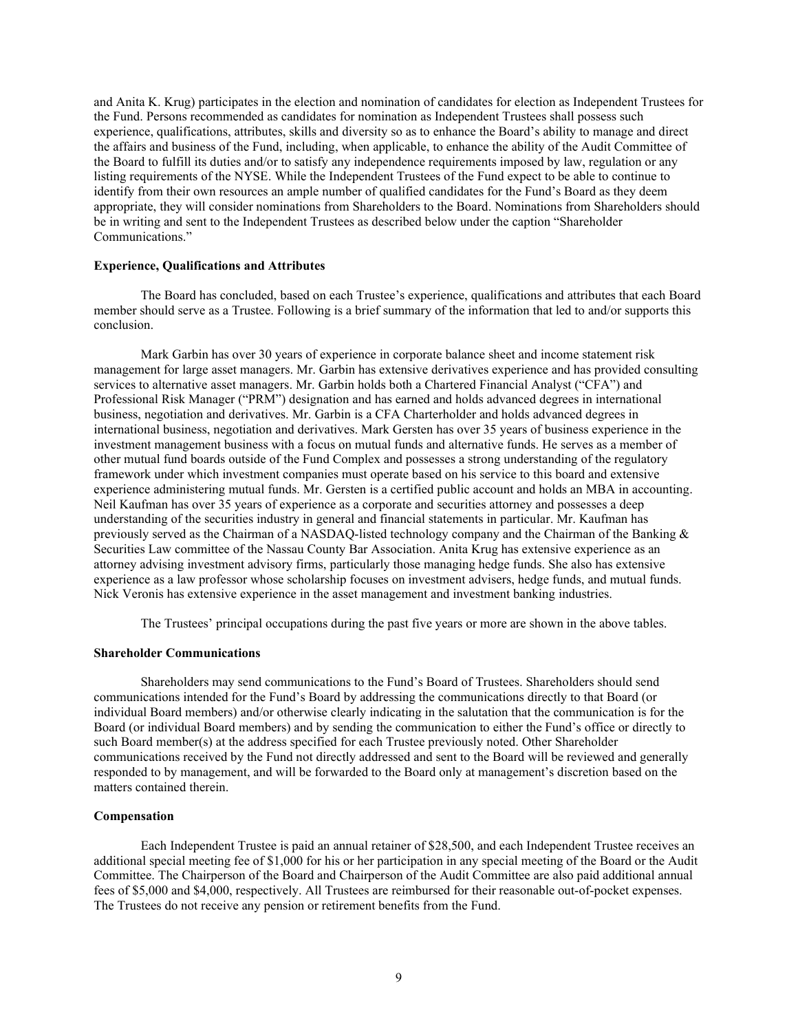and Anita K. Krug) participates in the election and nomination of candidates for election as Independent Trustees for the Fund. Persons recommended as candidates for nomination as Independent Trustees shall possess such experience, qualifications, attributes, skills and diversity so as to enhance the Board's ability to manage and direct the affairs and business of the Fund, including, when applicable, to enhance the ability of the Audit Committee of the Board to fulfill its duties and/or to satisfy any independence requirements imposed by law, regulation or any listing requirements of the NYSE. While the Independent Trustees of the Fund expect to be able to continue to identify from their own resources an ample number of qualified candidates for the Fund's Board as they deem appropriate, they will consider nominations from Shareholders to the Board. Nominations from Shareholders should be in writing and sent to the Independent Trustees as described below under the caption "Shareholder Communications."

**Experience, Qualifications and Attributes**

The Board has concluded, based on each Trustee's experience, qualifications and attributes that each Board member should serve as a Trustee. Following is a brief summary of the information that led to and/or supports this conclusion.

Mark Garbin has over 30 years of experience in corporate balance sheet and income statement risk management for large asset managers. Mr. Garbin has extensive derivatives experience and has provided consulting services to alternative asset managers. Mr. Garbin holds both a Chartered Financial Analyst ("CFA") and Professional Risk Manager ("PRM") designation and has earned and holds advanced degrees in international business, negotiation and derivatives. Mr. Garbin is a CFA Charterholder and holds advanced degrees in international business, negotiation and derivatives. Mark Gersten has over 35 years of business experience in the investment management business with a focus on mutual funds and alternative funds. He serves as a member of other mutual fund boards outside of the Fund Complex and possesses a strong understanding of the regulatory framework under which investment companies must operate based on his service to this board and extensive experience administering mutual funds. Mr. Gersten is a certified public account and holds an MBA in accounting. Neil Kaufman has over 35 years of experience as a corporate and securities attorney and possesses a deep understanding of the securities industry in general and financial statements in particular. Mr. Kaufman has previously served as the Chairman of a NASDAQ-listed technology company and the Chairman of the Banking & Securities Law committee of the Nassau County Bar Association. Anita Krug has extensive experience as an attorney advising investment advisory firms, particularly those managing hedge funds. She also has extensive experience as a law professor whose scholarship focuses on investment advisers, hedge funds, and mutual funds. Nick Veronis has extensive experience in the asset management and investment banking industries.

The Trustees' principal occupations during the past five years or more are shown in the above tables.

**Shareholder Communications**

Shareholders may send communications to the Fund's Board of Trustees. Shareholders should send communications intended for the Fund's Board by addressing the communications directly to that Board (or individual Board members) and/or otherwise clearly indicating in the salutation that the communication is for the Board (or individual Board members) and by sending the communication to either the Fund's office or directly to such Board member(s) at the address specified for each Trustee previously noted. Other Shareholder communications received by the Fund not directly addressed and sent to the Board will be reviewed and generally responded to by management, and will be forwarded to the Board only at management's discretion based on the matters contained therein.

**Compensation**

Each Independent Trustee is paid an annual retainer of $28,500, and each Independent Trustee receives an additional special meeting fee of $1,000 for his or her participation in any special meeting of the Board or the Audit Committee. The Chairperson of the Board and Chairperson of the Audit Committee are also paid additional annual fees of $5,000 and $4,000, respectively. All Trustees are reimbursed for their reasonable out-of-pocket expenses. The Trustees do not receive any pension or retirement benefits from the Fund.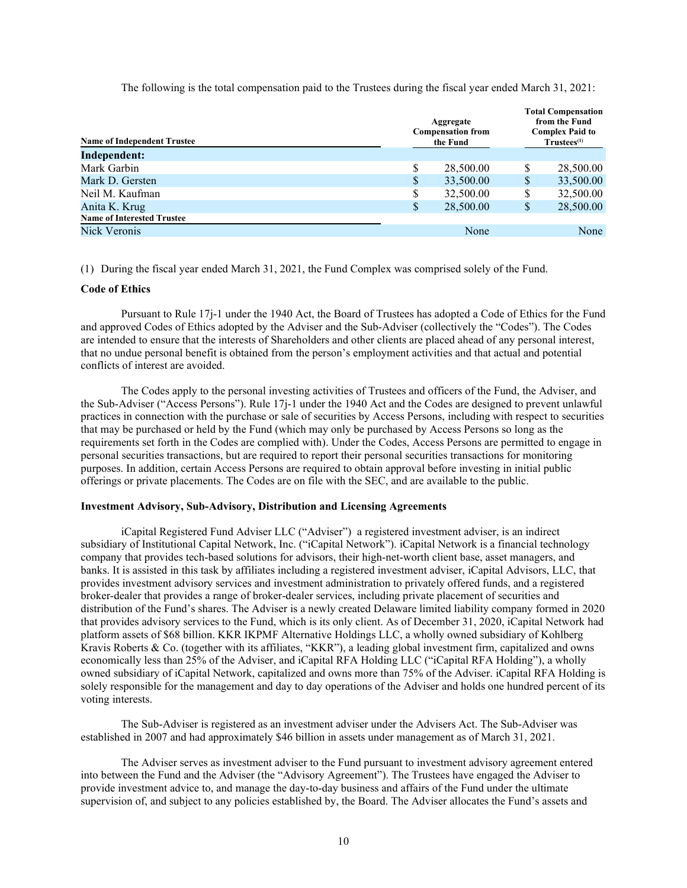The following is the total compensation paid to the Trustees during the fiscal year ended March 31, 2021:

| Name of Independent Trustee | Aggregate Compensation from the Fund | Total Compensation from the Fund Complex Paid to Trustees(1) |
|---|---|---|
| **Independent:** | | |
| Mark Garbin | $ 28,500.00 | $ 28,500.00 |
| Mark D. Gersten | $ 33,500.00 | $ 33,500.00 |
| Neil M. Kaufman | $ 32,500.00 | $ 32,500.00 |
| Anita K. Krug | $ 28,500.00 | $ 28,500.00 |
| **Name of Interested Trustee** | | |
| Nick Veronis | None | None |

(1) During the fiscal year ended March 31, 2021, the Fund Complex was comprised solely of the Fund.

**Code of Ethics**

Pursuant to Rule 17j-1 under the 1940 Act, the Board of Trustees has adopted a Code of Ethics for the Fund and approved Codes of Ethics adopted by the Adviser and the Sub-Adviser (collectively the "Codes"). The Codes are intended to ensure that the interests of Shareholders and other clients are placed ahead of any personal interest, that no undue personal benefit is obtained from the person's employment activities and that actual and potential conflicts of interest are avoided.

The Codes apply to the personal investing activities of Trustees and officers of the Fund, the Adviser, and the Sub-Adviser ("Access Persons"). Rule 17j-1 under the 1940 Act and the Codes are designed to prevent unlawful practices in connection with the purchase or sale of securities by Access Persons, including with respect to securities that may be purchased or held by the Fund (which may only be purchased by Access Persons so long as the requirements set forth in the Codes are complied with). Under the Codes, Access Persons are permitted to engage in personal securities transactions, but are required to report their personal securities transactions for monitoring purposes. In addition, certain Access Persons are required to obtain approval before investing in initial public offerings or private placements. The Codes are on file with the SEC, and are available to the public.

**Investment Advisory, Sub-Advisory, Distribution and Licensing Agreements**

iCapital Registered Fund Adviser LLC ("Adviser") a registered investment adviser, is an indirect subsidiary of Institutional Capital Network, Inc. ("iCapital Network"). iCapital Network is a financial technology company that provides tech-based solutions for advisors, their high-net-worth client base, asset managers, and banks. It is assisted in this task by affiliates including a registered investment adviser, iCapital Advisors, LLC, that provides investment advisory services and investment administration to privately offered funds, and a registered broker-dealer that provides a range of broker-dealer services, including private placement of securities and distribution of the Fund's shares. The Adviser is a newly created Delaware limited liability company formed in 2020 that provides advisory services to the Fund, which is its only client. As of December 31, 2020, iCapital Network had platform assets of $68 billion. KKR IKPMF Alternative Holdings LLC, a wholly owned subsidiary of Kohlberg Kravis Roberts & Co. (together with its affiliates, "KKR"), a leading global investment firm, capitalized and owns economically less than 25% of the Adviser, and iCapital RFA Holding LLC ("iCapital RFA Holding"), a wholly owned subsidiary of iCapital Network, capitalized and owns more than 75% of the Adviser. iCapital RFA Holding is solely responsible for the management and day to day operations of the Adviser and holds one hundred percent of its voting interests.

The Sub-Adviser is registered as an investment adviser under the Advisers Act. The Sub-Adviser was established in 2007 and had approximately $46 billion in assets under management as of March 31, 2021.

The Adviser serves as investment adviser to the Fund pursuant to investment advisory agreement entered into between the Fund and the Adviser (the "Advisory Agreement"). The Trustees have engaged the Adviser to provide investment advice to, and manage the day-to-day business and affairs of the Fund under the ultimate supervision of, and subject to any policies established by, the Board. The Adviser allocates the Fund's assets and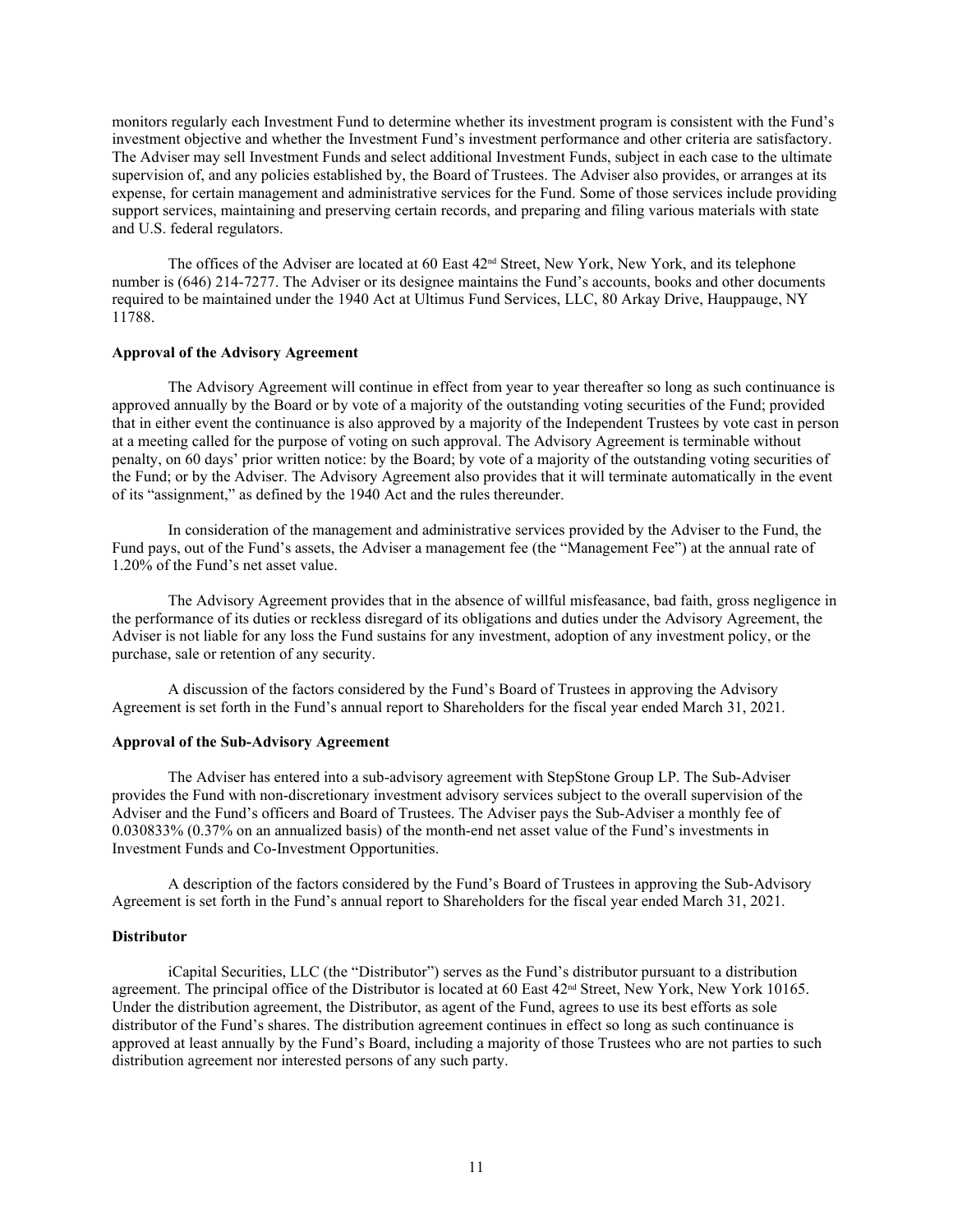monitors regularly each Investment Fund to determine whether its investment program is consistent with the Fund's investment objective and whether the Investment Fund's investment performance and other criteria are satisfactory. The Adviser may sell Investment Funds and select additional Investment Funds, subject in each case to the ultimate supervision of, and any policies established by, the Board of Trustees. The Adviser also provides, or arranges at its expense, for certain management and administrative services for the Fund. Some of those services include providing support services, maintaining and preserving certain records, and preparing and filing various materials with state and U.S. federal regulators.

The offices of the Adviser are located at 60 East 42nd Street, New York, New York, and its telephone number is (646) 214-7277. The Adviser or its designee maintains the Fund's accounts, books and other documents required to be maintained under the 1940 Act at Ultimus Fund Services, LLC, 80 Arkay Drive, Hauppauge, NY 11788.

**Approval of the Advisory Agreement**

The Advisory Agreement will continue in effect from year to year thereafter so long as such continuance is approved annually by the Board or by vote of a majority of the outstanding voting securities of the Fund; provided that in either event the continuance is also approved by a majority of the Independent Trustees by vote cast in person at a meeting called for the purpose of voting on such approval. The Advisory Agreement is terminable without penalty, on 60 days' prior written notice: by the Board; by vote of a majority of the outstanding voting securities of the Fund; or by the Adviser. The Advisory Agreement also provides that it will terminate automatically in the event of its "assignment," as defined by the 1940 Act and the rules thereunder.

In consideration of the management and administrative services provided by the Adviser to the Fund, the Fund pays, out of the Fund's assets, the Adviser a management fee (the "Management Fee") at the annual rate of 1.20% of the Fund's net asset value.

The Advisory Agreement provides that in the absence of willful misfeasance, bad faith, gross negligence in the performance of its duties or reckless disregard of its obligations and duties under the Advisory Agreement, the Adviser is not liable for any loss the Fund sustains for any investment, adoption of any investment policy, or the purchase, sale or retention of any security.

A discussion of the factors considered by the Fund's Board of Trustees in approving the Advisory Agreement is set forth in the Fund's annual report to Shareholders for the fiscal year ended March 31, 2021.

**Approval of the Sub-Advisory Agreement**

The Adviser has entered into a sub-advisory agreement with StepStone Group LP. The Sub-Adviser provides the Fund with non-discretionary investment advisory services subject to the overall supervision of the Adviser and the Fund's officers and Board of Trustees. The Adviser pays the Sub-Adviser a monthly fee of 0.030833% (0.37% on an annualized basis) of the month-end net asset value of the Fund's investments in Investment Funds and Co-Investment Opportunities.

A description of the factors considered by the Fund's Board of Trustees in approving the Sub-Advisory Agreement is set forth in the Fund's annual report to Shareholders for the fiscal year ended March 31, 2021.

**Distributor**

iCapital Securities, LLC (the "Distributor") serves as the Fund's distributor pursuant to a distribution agreement. The principal office of the Distributor is located at 60 East 42nd Street, New York, New York 10165. Under the distribution agreement, the Distributor, as agent of the Fund, agrees to use its best efforts as sole distributor of the Fund's shares. The distribution agreement continues in effect so long as such continuance is approved at least annually by the Fund's Board, including a majority of those Trustees who are not parties to such distribution agreement nor interested persons of any such party.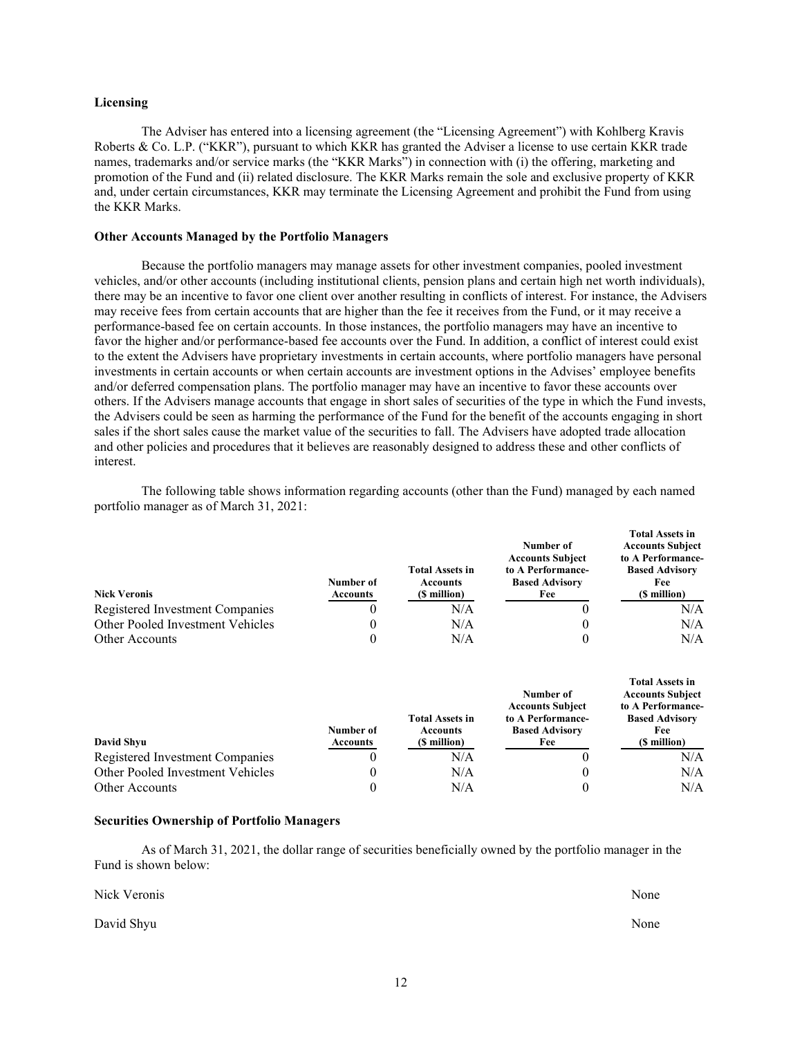### Licensing

The Adviser has entered into a licensing agreement (the "Licensing Agreement") with Kohlberg Kravis Roberts & Co. L.P. ("KKR"), pursuant to which KKR has granted the Adviser a license to use certain KKR trade names, trademarks and/or service marks (the "KKR Marks") in connection with (i) the offering, marketing and promotion of the Fund and (ii) related disclosure. The KKR Marks remain the sole and exclusive property of KKR and, under certain circumstances, KKR may terminate the Licensing Agreement and prohibit the Fund from using the KKR Marks.

### Other Accounts Managed by the Portfolio Managers

Because the portfolio managers may manage assets for other investment companies, pooled investment vehicles, and/or other accounts (including institutional clients, pension plans and certain high net worth individuals), there may be an incentive to favor one client over another resulting in conflicts of interest. For instance, the Advisers may receive fees from certain accounts that are higher than the fee it receives from the Fund, or it may receive a performance-based fee on certain accounts. In those instances, the portfolio managers may have an incentive to favor the higher and/or performance-based fee accounts over the Fund. In addition, a conflict of interest could exist to the extent the Advisers have proprietary investments in certain accounts, where portfolio managers have personal investments in certain accounts or when certain accounts are investment options in the Advises' employee benefits and/or deferred compensation plans. The portfolio manager may have an incentive to favor these accounts over others. If the Advisers manage accounts that engage in short sales of securities of the type in which the Fund invests, the Advisers could be seen as harming the performance of the Fund for the benefit of the accounts engaging in short sales if the short sales cause the market value of the securities to fall. The Advisers have adopted trade allocation and other policies and procedures that it believes are reasonably designed to address these and other conflicts of interest.

The following table shows information regarding accounts (other than the Fund) managed by each named portfolio manager as of March 31, 2021:

| Nick Veronis | Number of Accounts | Total Assets in Accounts ($ million) | Number of Accounts Subject to A Performance-Based Advisory Fee | Total Assets in Accounts Subject to A Performance-Based Advisory Fee ($ million) |
|---|---|---|---|---|
| Registered Investment Companies | 0 | N/A | 0 | N/A |
| Other Pooled Investment Vehicles | 0 | N/A | 0 | N/A |
| Other Accounts | 0 | N/A | 0 | N/A |

| David Shyu | Number of Accounts | Total Assets in Accounts ($ million) | Number of Accounts Subject to A Performance-Based Advisory Fee | Total Assets in Accounts Subject to A Performance-Based Advisory Fee ($ million) |
|---|---|---|---|---|
| Registered Investment Companies | 0 | N/A | 0 | N/A |
| Other Pooled Investment Vehicles | 0 | N/A | 0 | N/A |
| Other Accounts | 0 | N/A | 0 | N/A |

### Securities Ownership of Portfolio Managers

As of March 31, 2021, the dollar range of securities beneficially owned by the portfolio manager in the Fund is shown below:

| | |
|---|---|
| Nick Veronis | None |
| David Shyu | None |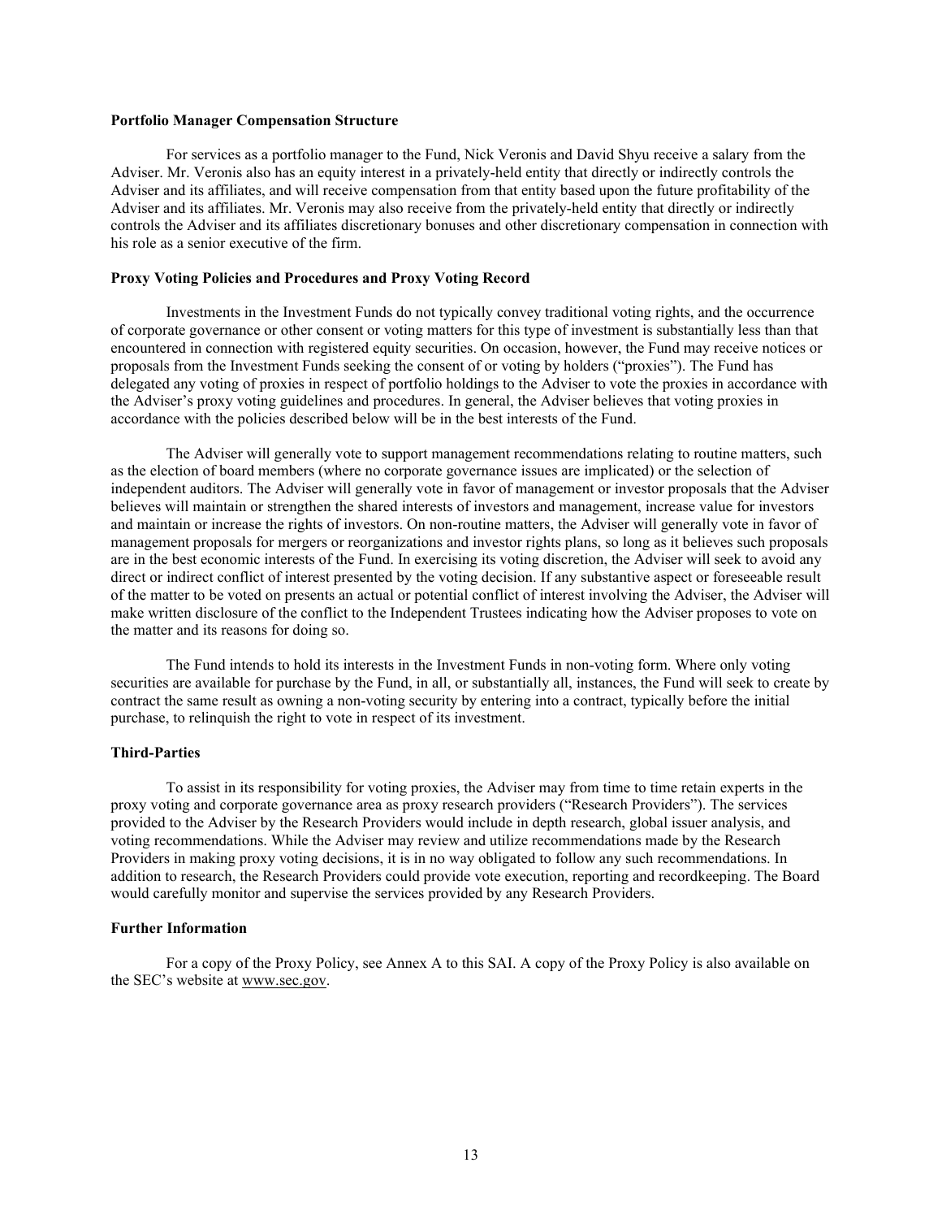**Portfolio Manager Compensation Structure**

For services as a portfolio manager to the Fund, Nick Veronis and David Shyu receive a salary from the Adviser. Mr. Veronis also has an equity interest in a privately-held entity that directly or indirectly controls the Adviser and its affiliates, and will receive compensation from that entity based upon the future profitability of the Adviser and its affiliates. Mr. Veronis may also receive from the privately-held entity that directly or indirectly controls the Adviser and its affiliates discretionary bonuses and other discretionary compensation in connection with his role as a senior executive of the firm.

**Proxy Voting Policies and Procedures and Proxy Voting Record**

Investments in the Investment Funds do not typically convey traditional voting rights, and the occurrence of corporate governance or other consent or voting matters for this type of investment is substantially less than that encountered in connection with registered equity securities. On occasion, however, the Fund may receive notices or proposals from the Investment Funds seeking the consent of or voting by holders ("proxies"). The Fund has delegated any voting of proxies in respect of portfolio holdings to the Adviser to vote the proxies in accordance with the Adviser's proxy voting guidelines and procedures. In general, the Adviser believes that voting proxies in accordance with the policies described below will be in the best interests of the Fund.

The Adviser will generally vote to support management recommendations relating to routine matters, such as the election of board members (where no corporate governance issues are implicated) or the selection of independent auditors. The Adviser will generally vote in favor of management or investor proposals that the Adviser believes will maintain or strengthen the shared interests of investors and management, increase value for investors and maintain or increase the rights of investors. On non-routine matters, the Adviser will generally vote in favor of management proposals for mergers or reorganizations and investor rights plans, so long as it believes such proposals are in the best economic interests of the Fund. In exercising its voting discretion, the Adviser will seek to avoid any direct or indirect conflict of interest presented by the voting decision. If any substantive aspect or foreseeable result of the matter to be voted on presents an actual or potential conflict of interest involving the Adviser, the Adviser will make written disclosure of the conflict to the Independent Trustees indicating how the Adviser proposes to vote on the matter and its reasons for doing so.

The Fund intends to hold its interests in the Investment Funds in non-voting form. Where only voting securities are available for purchase by the Fund, in all, or substantially all, instances, the Fund will seek to create by contract the same result as owning a non-voting security by entering into a contract, typically before the initial purchase, to relinquish the right to vote in respect of its investment.

**Third-Parties**

To assist in its responsibility for voting proxies, the Adviser may from time to time retain experts in the proxy voting and corporate governance area as proxy research providers ("Research Providers"). The services provided to the Adviser by the Research Providers would include in depth research, global issuer analysis, and voting recommendations. While the Adviser may review and utilize recommendations made by the Research Providers in making proxy voting decisions, it is in no way obligated to follow any such recommendations. In addition to research, the Research Providers could provide vote execution, reporting and recordkeeping. The Board would carefully monitor and supervise the services provided by any Research Providers.

**Further Information**

For a copy of the Proxy Policy, see Annex A to this SAI. A copy of the Proxy Policy is also available on the SEC's website at www.sec.gov.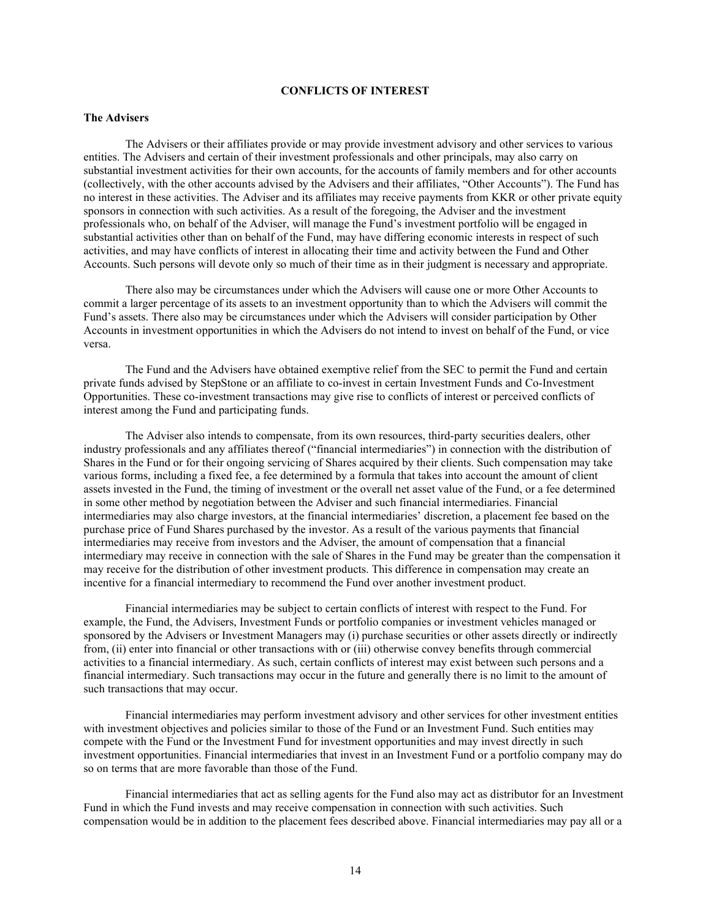# CONFLICTS OF INTEREST

## The Advisers

The Advisers or their affiliates provide or may provide investment advisory and other services to various entities. The Advisers and certain of their investment professionals and other principals, may also carry on substantial investment activities for their own accounts, for the accounts of family members and for other accounts (collectively, with the other accounts advised by the Advisers and their affiliates, "Other Accounts"). The Fund has no interest in these activities. The Adviser and its affiliates may receive payments from KKR or other private equity sponsors in connection with such activities. As a result of the foregoing, the Adviser and the investment professionals who, on behalf of the Adviser, will manage the Fund's investment portfolio will be engaged in substantial activities other than on behalf of the Fund, may have differing economic interests in respect of such activities, and may have conflicts of interest in allocating their time and activity between the Fund and Other Accounts. Such persons will devote only so much of their time as in their judgment is necessary and appropriate.

There also may be circumstances under which the Advisers will cause one or more Other Accounts to commit a larger percentage of its assets to an investment opportunity than to which the Advisers will commit the Fund's assets. There also may be circumstances under which the Advisers will consider participation by Other Accounts in investment opportunities in which the Advisers do not intend to invest on behalf of the Fund, or vice versa.

The Fund and the Advisers have obtained exemptive relief from the SEC to permit the Fund and certain private funds advised by StepStone or an affiliate to co-invest in certain Investment Funds and Co-Investment Opportunities. These co-investment transactions may give rise to conflicts of interest or perceived conflicts of interest among the Fund and participating funds.

The Adviser also intends to compensate, from its own resources, third-party securities dealers, other industry professionals and any affiliates thereof ("financial intermediaries") in connection with the distribution of Shares in the Fund or for their ongoing servicing of Shares acquired by their clients. Such compensation may take various forms, including a fixed fee, a fee determined by a formula that takes into account the amount of client assets invested in the Fund, the timing of investment or the overall net asset value of the Fund, or a fee determined in some other method by negotiation between the Adviser and such financial intermediaries. Financial intermediaries may also charge investors, at the financial intermediaries' discretion, a placement fee based on the purchase price of Fund Shares purchased by the investor. As a result of the various payments that financial intermediaries may receive from investors and the Adviser, the amount of compensation that a financial intermediary may receive in connection with the sale of Shares in the Fund may be greater than the compensation it may receive for the distribution of other investment products. This difference in compensation may create an incentive for a financial intermediary to recommend the Fund over another investment product.

Financial intermediaries may be subject to certain conflicts of interest with respect to the Fund. For example, the Fund, the Advisers, Investment Funds or portfolio companies or investment vehicles managed or sponsored by the Advisers or Investment Managers may (i) purchase securities or other assets directly or indirectly from, (ii) enter into financial or other transactions with or (iii) otherwise convey benefits through commercial activities to a financial intermediary. As such, certain conflicts of interest may exist between such persons and a financial intermediary. Such transactions may occur in the future and generally there is no limit to the amount of such transactions that may occur.

Financial intermediaries may perform investment advisory and other services for other investment entities with investment objectives and policies similar to those of the Fund or an Investment Fund. Such entities may compete with the Fund or the Investment Fund for investment opportunities and may invest directly in such investment opportunities. Financial intermediaries that invest in an Investment Fund or a portfolio company may do so on terms that are more favorable than those of the Fund.

Financial intermediaries that act as selling agents for the Fund also may act as distributor for an Investment Fund in which the Fund invests and may receive compensation in connection with such activities. Such compensation would be in addition to the placement fees described above. Financial intermediaries may pay all or a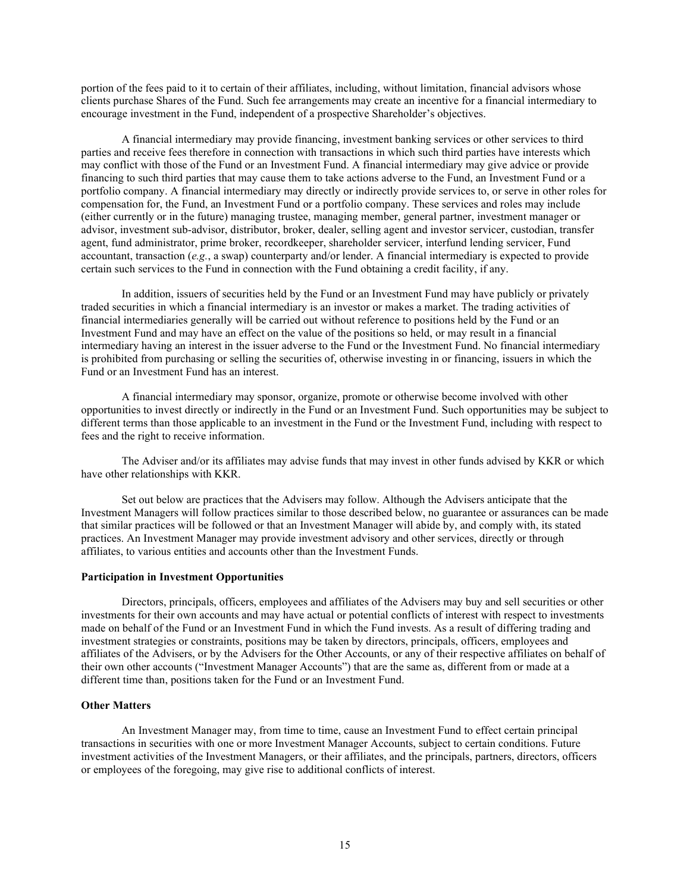portion of the fees paid to it to certain of their affiliates, including, without limitation, financial advisors whose clients purchase Shares of the Fund. Such fee arrangements may create an incentive for a financial intermediary to encourage investment in the Fund, independent of a prospective Shareholder's objectives.

A financial intermediary may provide financing, investment banking services or other services to third parties and receive fees therefore in connection with transactions in which such third parties have interests which may conflict with those of the Fund or an Investment Fund. A financial intermediary may give advice or provide financing to such third parties that may cause them to take actions adverse to the Fund, an Investment Fund or a portfolio company. A financial intermediary may directly or indirectly provide services to, or serve in other roles for compensation for, the Fund, an Investment Fund or a portfolio company. These services and roles may include (either currently or in the future) managing trustee, managing member, general partner, investment manager or advisor, investment sub-advisor, distributor, broker, dealer, selling agent and investor servicer, custodian, transfer agent, fund administrator, prime broker, recordkeeper, shareholder servicer, interfund lending servicer, Fund accountant, transaction (*e.g.*, a swap) counterparty and/or lender. A financial intermediary is expected to provide certain such services to the Fund in connection with the Fund obtaining a credit facility, if any.

In addition, issuers of securities held by the Fund or an Investment Fund may have publicly or privately traded securities in which a financial intermediary is an investor or makes a market. The trading activities of financial intermediaries generally will be carried out without reference to positions held by the Fund or an Investment Fund and may have an effect on the value of the positions so held, or may result in a financial intermediary having an interest in the issuer adverse to the Fund or the Investment Fund. No financial intermediary is prohibited from purchasing or selling the securities of, otherwise investing in or financing, issuers in which the Fund or an Investment Fund has an interest.

A financial intermediary may sponsor, organize, promote or otherwise become involved with other opportunities to invest directly or indirectly in the Fund or an Investment Fund. Such opportunities may be subject to different terms than those applicable to an investment in the Fund or the Investment Fund, including with respect to fees and the right to receive information.

The Adviser and/or its affiliates may advise funds that may invest in other funds advised by KKR or which have other relationships with KKR.

Set out below are practices that the Advisers may follow. Although the Advisers anticipate that the Investment Managers will follow practices similar to those described below, no guarantee or assurances can be made that similar practices will be followed or that an Investment Manager will abide by, and comply with, its stated practices. An Investment Manager may provide investment advisory and other services, directly or through affiliates, to various entities and accounts other than the Investment Funds.

**Participation in Investment Opportunities**

Directors, principals, officers, employees and affiliates of the Advisers may buy and sell securities or other investments for their own accounts and may have actual or potential conflicts of interest with respect to investments made on behalf of the Fund or an Investment Fund in which the Fund invests. As a result of differing trading and investment strategies or constraints, positions may be taken by directors, principals, officers, employees and affiliates of the Advisers, or by the Advisers for the Other Accounts, or any of their respective affiliates on behalf of their own other accounts ("Investment Manager Accounts") that are the same as, different from or made at a different time than, positions taken for the Fund or an Investment Fund.

**Other Matters**

An Investment Manager may, from time to time, cause an Investment Fund to effect certain principal transactions in securities with one or more Investment Manager Accounts, subject to certain conditions. Future investment activities of the Investment Managers, or their affiliates, and the principals, partners, directors, officers or employees of the foregoing, may give rise to additional conflicts of interest.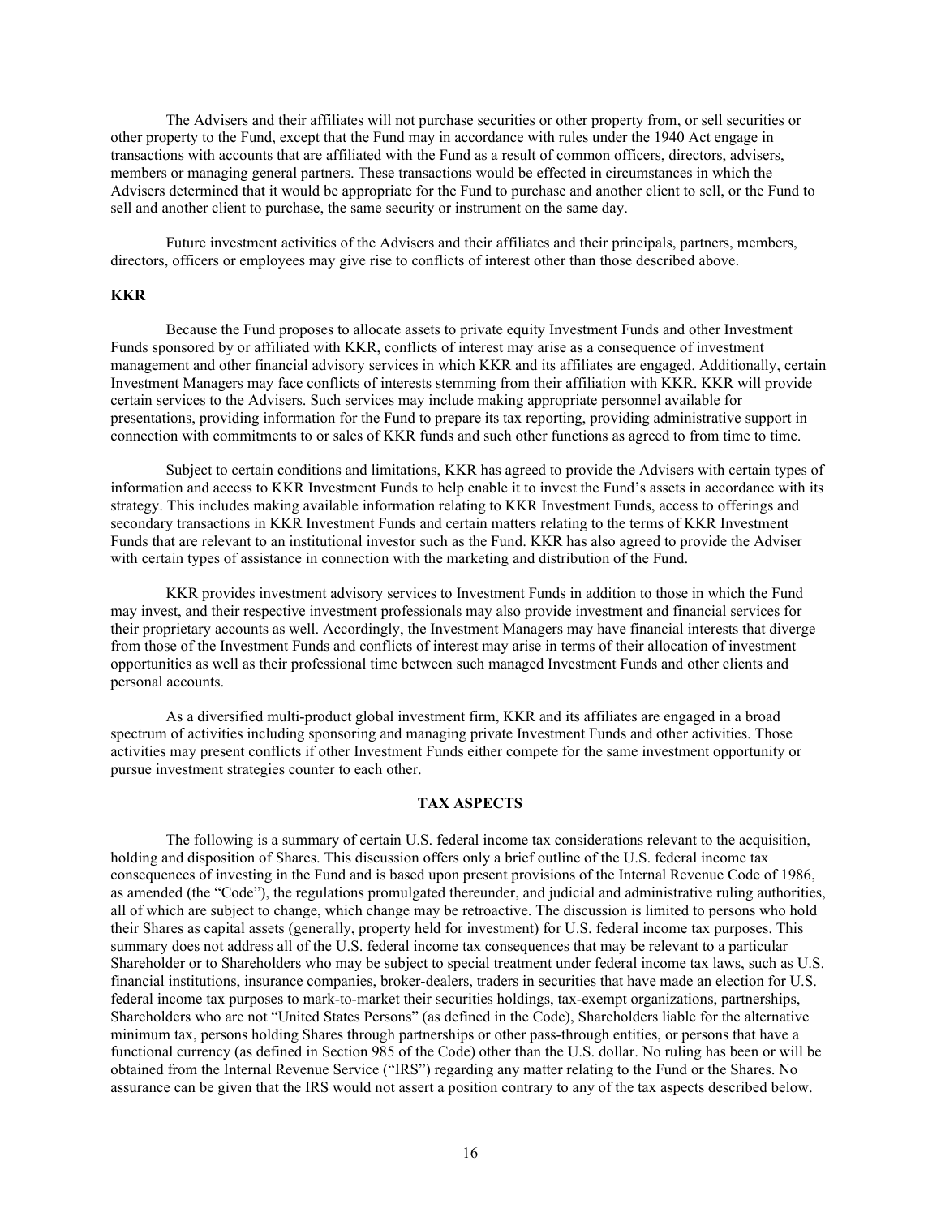The Advisers and their affiliates will not purchase securities or other property from, or sell securities or other property to the Fund, except that the Fund may in accordance with rules under the 1940 Act engage in transactions with accounts that are affiliated with the Fund as a result of common officers, directors, advisers, members or managing general partners. These transactions would be effected in circumstances in which the Advisers determined that it would be appropriate for the Fund to purchase and another client to sell, or the Fund to sell and another client to purchase, the same security or instrument on the same day.

Future investment activities of the Advisers and their affiliates and their principals, partners, members, directors, officers or employees may give rise to conflicts of interest other than those described above.

**KKR**

Because the Fund proposes to allocate assets to private equity Investment Funds and other Investment Funds sponsored by or affiliated with KKR, conflicts of interest may arise as a consequence of investment management and other financial advisory services in which KKR and its affiliates are engaged. Additionally, certain Investment Managers may face conflicts of interests stemming from their affiliation with KKR. KKR will provide certain services to the Advisers. Such services may include making appropriate personnel available for presentations, providing information for the Fund to prepare its tax reporting, providing administrative support in connection with commitments to or sales of KKR funds and such other functions as agreed to from time to time.

Subject to certain conditions and limitations, KKR has agreed to provide the Advisers with certain types of information and access to KKR Investment Funds to help enable it to invest the Fund's assets in accordance with its strategy. This includes making available information relating to KKR Investment Funds, access to offerings and secondary transactions in KKR Investment Funds and certain matters relating to the terms of KKR Investment Funds that are relevant to an institutional investor such as the Fund. KKR has also agreed to provide the Adviser with certain types of assistance in connection with the marketing and distribution of the Fund.

KKR provides investment advisory services to Investment Funds in addition to those in which the Fund may invest, and their respective investment professionals may also provide investment and financial services for their proprietary accounts as well. Accordingly, the Investment Managers may have financial interests that diverge from those of the Investment Funds and conflicts of interest may arise in terms of their allocation of investment opportunities as well as their professional time between such managed Investment Funds and other clients and personal accounts.

As a diversified multi-product global investment firm, KKR and its affiliates are engaged in a broad spectrum of activities including sponsoring and managing private Investment Funds and other activities. Those activities may present conflicts if other Investment Funds either compete for the same investment opportunity or pursue investment strategies counter to each other.

## TAX ASPECTS

The following is a summary of certain U.S. federal income tax considerations relevant to the acquisition, holding and disposition of Shares. This discussion offers only a brief outline of the U.S. federal income tax consequences of investing in the Fund and is based upon present provisions of the Internal Revenue Code of 1986, as amended (the "Code"), the regulations promulgated thereunder, and judicial and administrative ruling authorities, all of which are subject to change, which change may be retroactive. The discussion is limited to persons who hold their Shares as capital assets (generally, property held for investment) for U.S. federal income tax purposes. This summary does not address all of the U.S. federal income tax consequences that may be relevant to a particular Shareholder or to Shareholders who may be subject to special treatment under federal income tax laws, such as U.S. financial institutions, insurance companies, broker-dealers, traders in securities that have made an election for U.S. federal income tax purposes to mark-to-market their securities holdings, tax-exempt organizations, partnerships, Shareholders who are not "United States Persons" (as defined in the Code), Shareholders liable for the alternative minimum tax, persons holding Shares through partnerships or other pass-through entities, or persons that have a functional currency (as defined in Section 985 of the Code) other than the U.S. dollar. No ruling has been or will be obtained from the Internal Revenue Service ("IRS") regarding any matter relating to the Fund or the Shares. No assurance can be given that the IRS would not assert a position contrary to any of the tax aspects described below.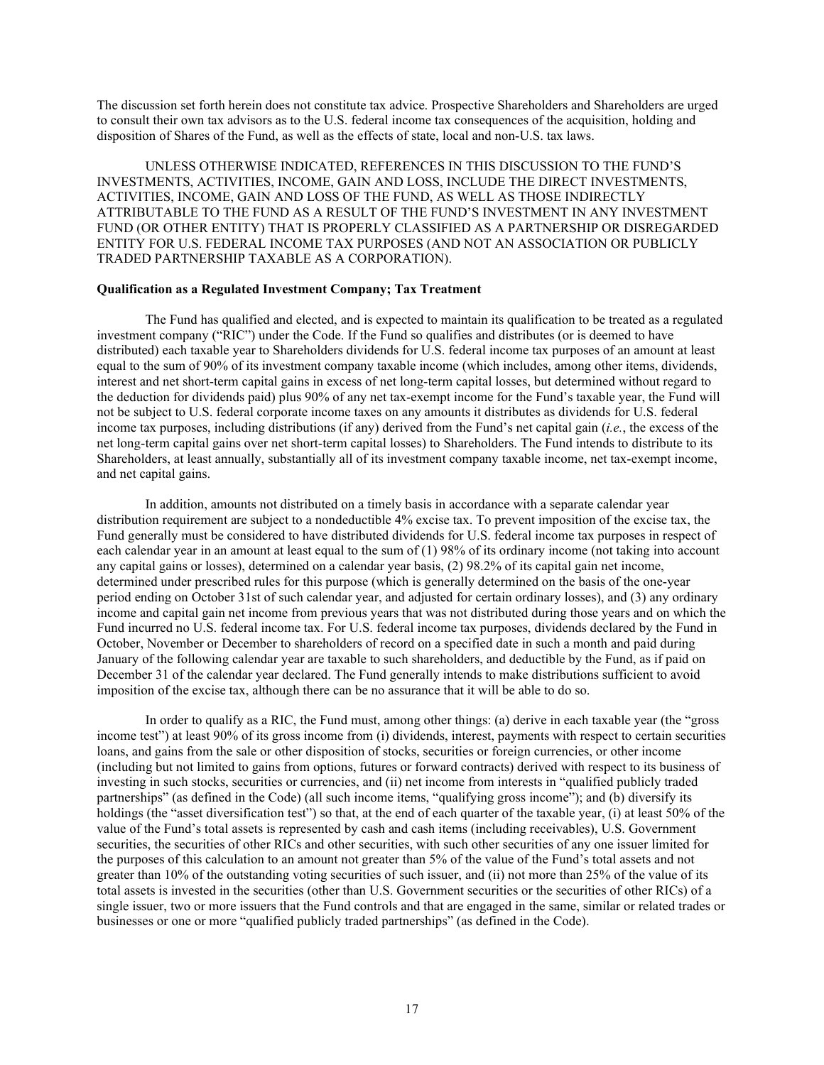The discussion set forth herein does not constitute tax advice. Prospective Shareholders and Shareholders are urged to consult their own tax advisors as to the U.S. federal income tax consequences of the acquisition, holding and disposition of Shares of the Fund, as well as the effects of state, local and non-U.S. tax laws.

UNLESS OTHERWISE INDICATED, REFERENCES IN THIS DISCUSSION TO THE FUND'S INVESTMENTS, ACTIVITIES, INCOME, GAIN AND LOSS, INCLUDE THE DIRECT INVESTMENTS, ACTIVITIES, INCOME, GAIN AND LOSS OF THE FUND, AS WELL AS THOSE INDIRECTLY ATTRIBUTABLE TO THE FUND AS A RESULT OF THE FUND'S INVESTMENT IN ANY INVESTMENT FUND (OR OTHER ENTITY) THAT IS PROPERLY CLASSIFIED AS A PARTNERSHIP OR DISREGARDED ENTITY FOR U.S. FEDERAL INCOME TAX PURPOSES (AND NOT AN ASSOCIATION OR PUBLICLY TRADED PARTNERSHIP TAXABLE AS A CORPORATION).

**Qualification as a Regulated Investment Company; Tax Treatment**

The Fund has qualified and elected, and is expected to maintain its qualification to be treated as a regulated investment company ("RIC") under the Code. If the Fund so qualifies and distributes (or is deemed to have distributed) each taxable year to Shareholders dividends for U.S. federal income tax purposes of an amount at least equal to the sum of 90% of its investment company taxable income (which includes, among other items, dividends, interest and net short-term capital gains in excess of net long-term capital losses, but determined without regard to the deduction for dividends paid) plus 90% of any net tax-exempt income for the Fund's taxable year, the Fund will not be subject to U.S. federal corporate income taxes on any amounts it distributes as dividends for U.S. federal income tax purposes, including distributions (if any) derived from the Fund's net capital gain (*i.e.*, the excess of the net long-term capital gains over net short-term capital losses) to Shareholders. The Fund intends to distribute to its Shareholders, at least annually, substantially all of its investment company taxable income, net tax-exempt income, and net capital gains.

In addition, amounts not distributed on a timely basis in accordance with a separate calendar year distribution requirement are subject to a nondeductible 4% excise tax. To prevent imposition of the excise tax, the Fund generally must be considered to have distributed dividends for U.S. federal income tax purposes in respect of each calendar year in an amount at least equal to the sum of (1) 98% of its ordinary income (not taking into account any capital gains or losses), determined on a calendar year basis, (2) 98.2% of its capital gain net income, determined under prescribed rules for this purpose (which is generally determined on the basis of the one-year period ending on October 31st of such calendar year, and adjusted for certain ordinary losses), and (3) any ordinary income and capital gain net income from previous years that was not distributed during those years and on which the Fund incurred no U.S. federal income tax. For U.S. federal income tax purposes, dividends declared by the Fund in October, November or December to shareholders of record on a specified date in such a month and paid during January of the following calendar year are taxable to such shareholders, and deductible by the Fund, as if paid on December 31 of the calendar year declared. The Fund generally intends to make distributions sufficient to avoid imposition of the excise tax, although there can be no assurance that it will be able to do so.

In order to qualify as a RIC, the Fund must, among other things: (a) derive in each taxable year (the "gross income test") at least 90% of its gross income from (i) dividends, interest, payments with respect to certain securities loans, and gains from the sale or other disposition of stocks, securities or foreign currencies, or other income (including but not limited to gains from options, futures or forward contracts) derived with respect to its business of investing in such stocks, securities or currencies, and (ii) net income from interests in "qualified publicly traded partnerships" (as defined in the Code) (all such income items, "qualifying gross income"); and (b) diversify its holdings (the "asset diversification test") so that, at the end of each quarter of the taxable year, (i) at least 50% of the value of the Fund's total assets is represented by cash and cash items (including receivables), U.S. Government securities, the securities of other RICs and other securities, with such other securities of any one issuer limited for the purposes of this calculation to an amount not greater than 5% of the value of the Fund's total assets and not greater than 10% of the outstanding voting securities of such issuer, and (ii) not more than 25% of the value of its total assets is invested in the securities (other than U.S. Government securities or the securities of other RICs) of a single issuer, two or more issuers that the Fund controls and that are engaged in the same, similar or related trades or businesses or one or more "qualified publicly traded partnerships" (as defined in the Code).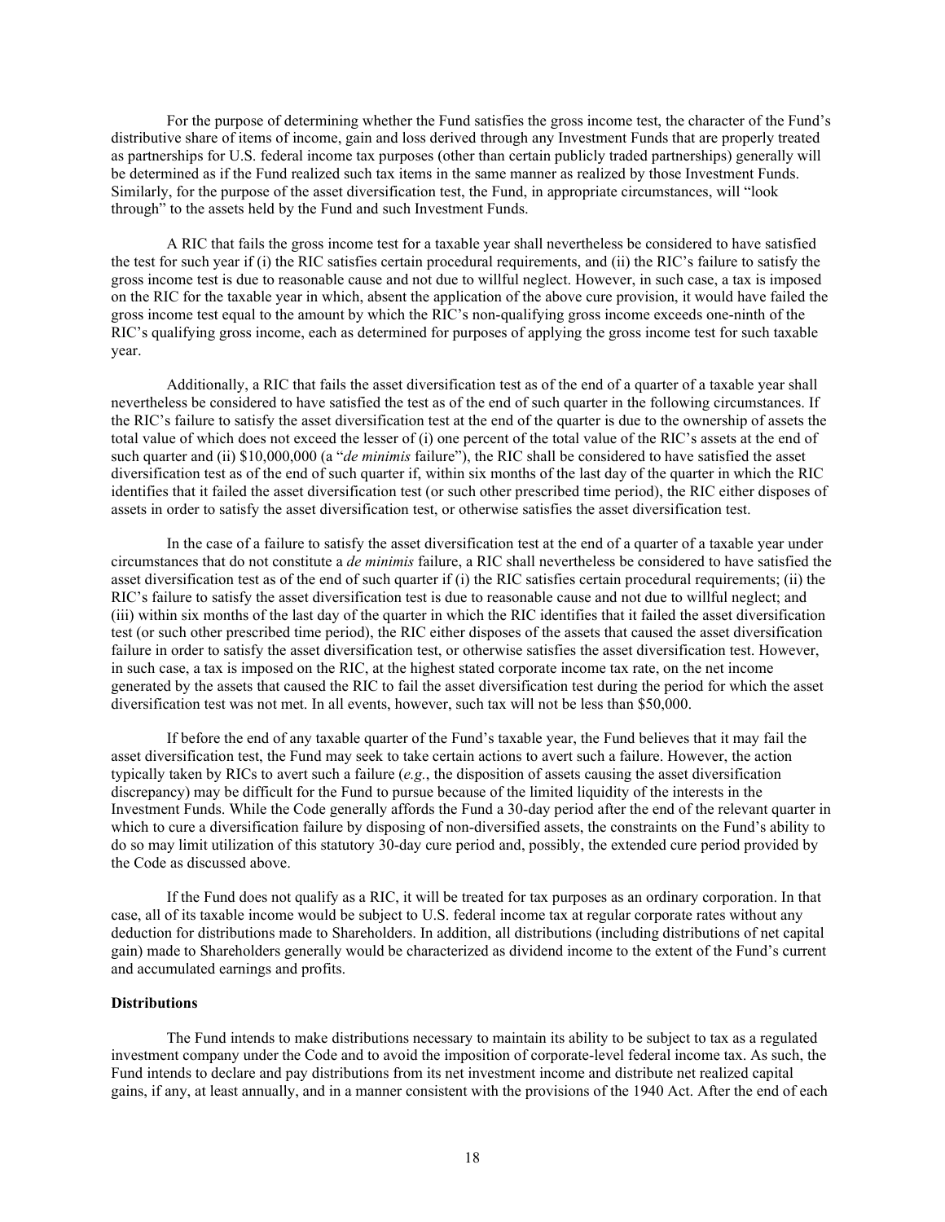For the purpose of determining whether the Fund satisfies the gross income test, the character of the Fund's distributive share of items of income, gain and loss derived through any Investment Funds that are properly treated as partnerships for U.S. federal income tax purposes (other than certain publicly traded partnerships) generally will be determined as if the Fund realized such tax items in the same manner as realized by those Investment Funds. Similarly, for the purpose of the asset diversification test, the Fund, in appropriate circumstances, will "look through" to the assets held by the Fund and such Investment Funds.

A RIC that fails the gross income test for a taxable year shall nevertheless be considered to have satisfied the test for such year if (i) the RIC satisfies certain procedural requirements, and (ii) the RIC's failure to satisfy the gross income test is due to reasonable cause and not due to willful neglect. However, in such case, a tax is imposed on the RIC for the taxable year in which, absent the application of the above cure provision, it would have failed the gross income test equal to the amount by which the RIC's non-qualifying gross income exceeds one-ninth of the RIC's qualifying gross income, each as determined for purposes of applying the gross income test for such taxable year.

Additionally, a RIC that fails the asset diversification test as of the end of a quarter of a taxable year shall nevertheless be considered to have satisfied the test as of the end of such quarter in the following circumstances. If the RIC's failure to satisfy the asset diversification test at the end of the quarter is due to the ownership of assets the total value of which does not exceed the lesser of (i) one percent of the total value of the RIC's assets at the end of such quarter and (ii) $10,000,000 (a "*de minimis* failure"), the RIC shall be considered to have satisfied the asset diversification test as of the end of such quarter if, within six months of the last day of the quarter in which the RIC identifies that it failed the asset diversification test (or such other prescribed time period), the RIC either disposes of assets in order to satisfy the asset diversification test, or otherwise satisfies the asset diversification test.

In the case of a failure to satisfy the asset diversification test at the end of a quarter of a taxable year under circumstances that do not constitute a *de minimis* failure, a RIC shall nevertheless be considered to have satisfied the asset diversification test as of the end of such quarter if (i) the RIC satisfies certain procedural requirements; (ii) the RIC's failure to satisfy the asset diversification test is due to reasonable cause and not due to willful neglect; and (iii) within six months of the last day of the quarter in which the RIC identifies that it failed the asset diversification test (or such other prescribed time period), the RIC either disposes of the assets that caused the asset diversification failure in order to satisfy the asset diversification test, or otherwise satisfies the asset diversification test. However, in such case, a tax is imposed on the RIC, at the highest stated corporate income tax rate, on the net income generated by the assets that caused the RIC to fail the asset diversification test during the period for which the asset diversification test was not met. In all events, however, such tax will not be less than $50,000.

If before the end of any taxable quarter of the Fund's taxable year, the Fund believes that it may fail the asset diversification test, the Fund may seek to take certain actions to avert such a failure. However, the action typically taken by RICs to avert such a failure (*e.g.*, the disposition of assets causing the asset diversification discrepancy) may be difficult for the Fund to pursue because of the limited liquidity of the interests in the Investment Funds. While the Code generally affords the Fund a 30-day period after the end of the relevant quarter in which to cure a diversification failure by disposing of non-diversified assets, the constraints on the Fund's ability to do so may limit utilization of this statutory 30-day cure period and, possibly, the extended cure period provided by the Code as discussed above.

If the Fund does not qualify as a RIC, it will be treated for tax purposes as an ordinary corporation. In that case, all of its taxable income would be subject to U.S. federal income tax at regular corporate rates without any deduction for distributions made to Shareholders. In addition, all distributions (including distributions of net capital gain) made to Shareholders generally would be characterized as dividend income to the extent of the Fund's current and accumulated earnings and profits.

**Distributions**

The Fund intends to make distributions necessary to maintain its ability to be subject to tax as a regulated investment company under the Code and to avoid the imposition of corporate-level federal income tax. As such, the Fund intends to declare and pay distributions from its net investment income and distribute net realized capital gains, if any, at least annually, and in a manner consistent with the provisions of the 1940 Act. After the end of each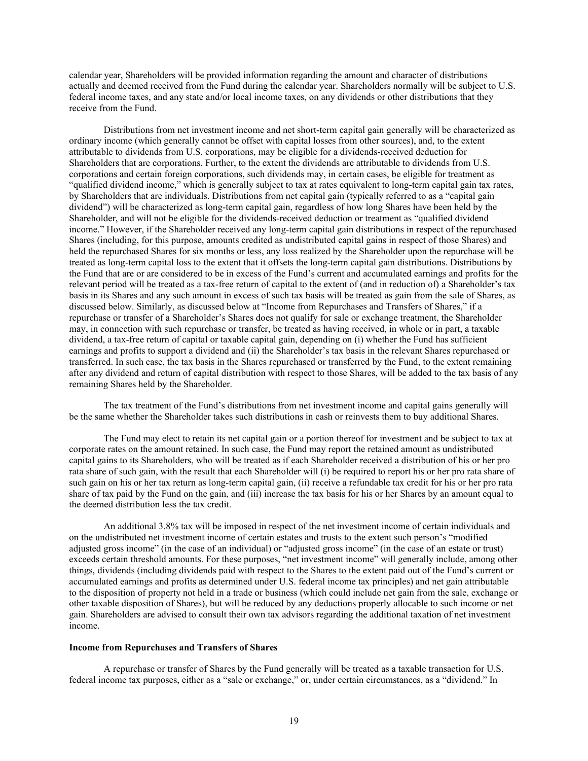calendar year, Shareholders will be provided information regarding the amount and character of distributions actually and deemed received from the Fund during the calendar year. Shareholders normally will be subject to U.S. federal income taxes, and any state and/or local income taxes, on any dividends or other distributions that they receive from the Fund.

Distributions from net investment income and net short-term capital gain generally will be characterized as ordinary income (which generally cannot be offset with capital losses from other sources), and, to the extent attributable to dividends from U.S. corporations, may be eligible for a dividends-received deduction for Shareholders that are corporations. Further, to the extent the dividends are attributable to dividends from U.S. corporations and certain foreign corporations, such dividends may, in certain cases, be eligible for treatment as "qualified dividend income," which is generally subject to tax at rates equivalent to long-term capital gain tax rates, by Shareholders that are individuals. Distributions from net capital gain (typically referred to as a "capital gain dividend") will be characterized as long-term capital gain, regardless of how long Shares have been held by the Shareholder, and will not be eligible for the dividends-received deduction or treatment as "qualified dividend income." However, if the Shareholder received any long-term capital gain distributions in respect of the repurchased Shares (including, for this purpose, amounts credited as undistributed capital gains in respect of those Shares) and held the repurchased Shares for six months or less, any loss realized by the Shareholder upon the repurchase will be treated as long-term capital loss to the extent that it offsets the long-term capital gain distributions. Distributions by the Fund that are or are considered to be in excess of the Fund's current and accumulated earnings and profits for the relevant period will be treated as a tax-free return of capital to the extent of (and in reduction of) a Shareholder's tax basis in its Shares and any such amount in excess of such tax basis will be treated as gain from the sale of Shares, as discussed below. Similarly, as discussed below at "Income from Repurchases and Transfers of Shares," if a repurchase or transfer of a Shareholder's Shares does not qualify for sale or exchange treatment, the Shareholder may, in connection with such repurchase or transfer, be treated as having received, in whole or in part, a taxable dividend, a tax-free return of capital or taxable capital gain, depending on (i) whether the Fund has sufficient earnings and profits to support a dividend and (ii) the Shareholder's tax basis in the relevant Shares repurchased or transferred. In such case, the tax basis in the Shares repurchased or transferred by the Fund, to the extent remaining after any dividend and return of capital distribution with respect to those Shares, will be added to the tax basis of any remaining Shares held by the Shareholder.

The tax treatment of the Fund's distributions from net investment income and capital gains generally will be the same whether the Shareholder takes such distributions in cash or reinvests them to buy additional Shares.

The Fund may elect to retain its net capital gain or a portion thereof for investment and be subject to tax at corporate rates on the amount retained. In such case, the Fund may report the retained amount as undistributed capital gains to its Shareholders, who will be treated as if each Shareholder received a distribution of his or her pro rata share of such gain, with the result that each Shareholder will (i) be required to report his or her pro rata share of such gain on his or her tax return as long-term capital gain, (ii) receive a refundable tax credit for his or her pro rata share of tax paid by the Fund on the gain, and (iii) increase the tax basis for his or her Shares by an amount equal to the deemed distribution less the tax credit.

An additional 3.8% tax will be imposed in respect of the net investment income of certain individuals and on the undistributed net investment income of certain estates and trusts to the extent such person's "modified adjusted gross income" (in the case of an individual) or "adjusted gross income" (in the case of an estate or trust) exceeds certain threshold amounts. For these purposes, "net investment income" will generally include, among other things, dividends (including dividends paid with respect to the Shares to the extent paid out of the Fund's current or accumulated earnings and profits as determined under U.S. federal income tax principles) and net gain attributable to the disposition of property not held in a trade or business (which could include net gain from the sale, exchange or other taxable disposition of Shares), but will be reduced by any deductions properly allocable to such income or net gain. Shareholders are advised to consult their own tax advisors regarding the additional taxation of net investment income.

**Income from Repurchases and Transfers of Shares**

A repurchase or transfer of Shares by the Fund generally will be treated as a taxable transaction for U.S. federal income tax purposes, either as a "sale or exchange," or, under certain circumstances, as a "dividend." In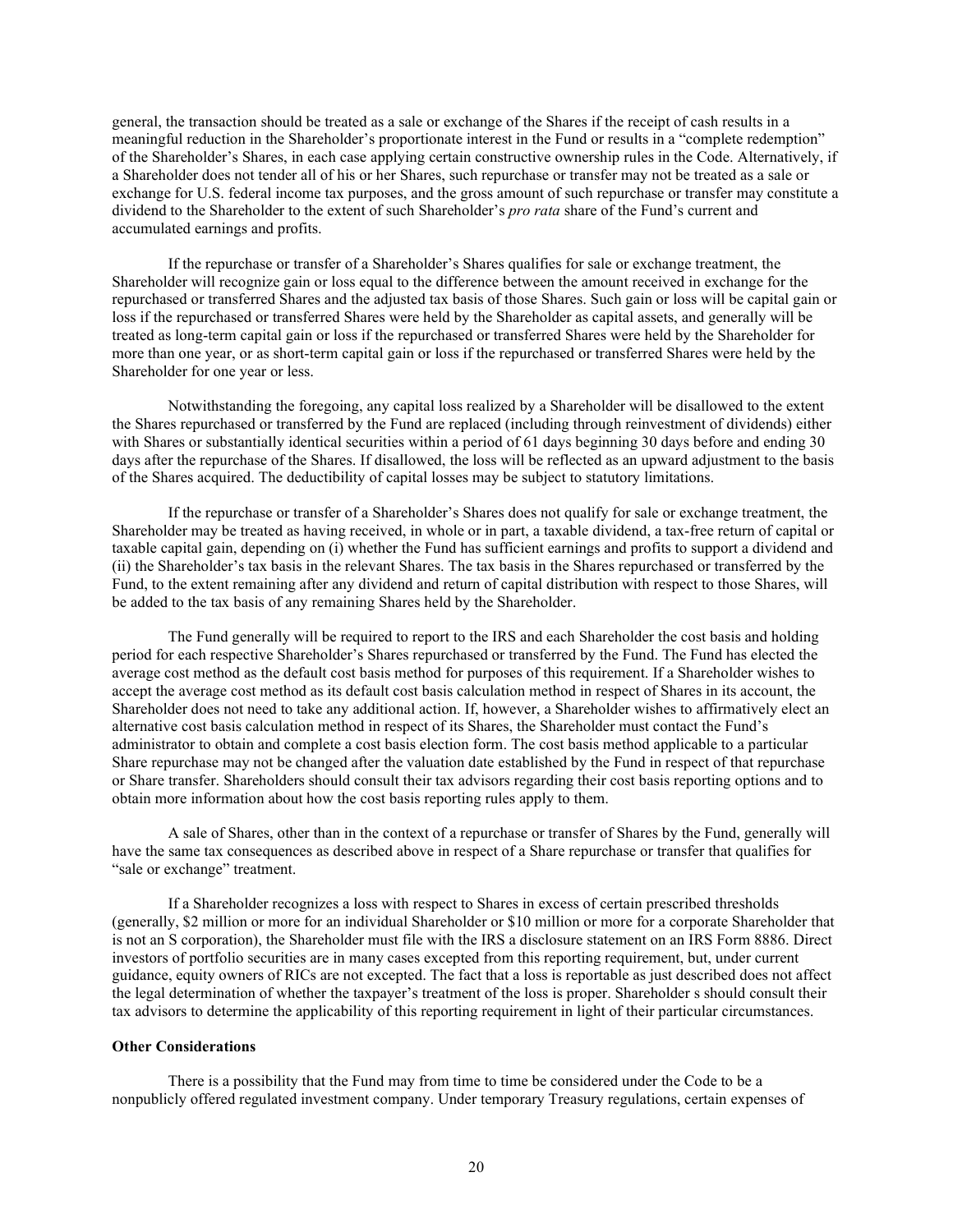general, the transaction should be treated as a sale or exchange of the Shares if the receipt of cash results in a meaningful reduction in the Shareholder's proportionate interest in the Fund or results in a "complete redemption" of the Shareholder's Shares, in each case applying certain constructive ownership rules in the Code. Alternatively, if a Shareholder does not tender all of his or her Shares, such repurchase or transfer may not be treated as a sale or exchange for U.S. federal income tax purposes, and the gross amount of such repurchase or transfer may constitute a dividend to the Shareholder to the extent of such Shareholder's *pro rata* share of the Fund's current and accumulated earnings and profits.

If the repurchase or transfer of a Shareholder's Shares qualifies for sale or exchange treatment, the Shareholder will recognize gain or loss equal to the difference between the amount received in exchange for the repurchased or transferred Shares and the adjusted tax basis of those Shares. Such gain or loss will be capital gain or loss if the repurchased or transferred Shares were held by the Shareholder as capital assets, and generally will be treated as long-term capital gain or loss if the repurchased or transferred Shares were held by the Shareholder for more than one year, or as short-term capital gain or loss if the repurchased or transferred Shares were held by the Shareholder for one year or less.

Notwithstanding the foregoing, any capital loss realized by a Shareholder will be disallowed to the extent the Shares repurchased or transferred by the Fund are replaced (including through reinvestment of dividends) either with Shares or substantially identical securities within a period of 61 days beginning 30 days before and ending 30 days after the repurchase of the Shares. If disallowed, the loss will be reflected as an upward adjustment to the basis of the Shares acquired. The deductibility of capital losses may be subject to statutory limitations.

If the repurchase or transfer of a Shareholder's Shares does not qualify for sale or exchange treatment, the Shareholder may be treated as having received, in whole or in part, a taxable dividend, a tax-free return of capital or taxable capital gain, depending on (i) whether the Fund has sufficient earnings and profits to support a dividend and (ii) the Shareholder's tax basis in the relevant Shares. The tax basis in the Shares repurchased or transferred by the Fund, to the extent remaining after any dividend and return of capital distribution with respect to those Shares, will be added to the tax basis of any remaining Shares held by the Shareholder.

The Fund generally will be required to report to the IRS and each Shareholder the cost basis and holding period for each respective Shareholder's Shares repurchased or transferred by the Fund. The Fund has elected the average cost method as the default cost basis method for purposes of this requirement. If a Shareholder wishes to accept the average cost method as its default cost basis calculation method in respect of Shares in its account, the Shareholder does not need to take any additional action. If, however, a Shareholder wishes to affirmatively elect an alternative cost basis calculation method in respect of its Shares, the Shareholder must contact the Fund's administrator to obtain and complete a cost basis election form. The cost basis method applicable to a particular Share repurchase may not be changed after the valuation date established by the Fund in respect of that repurchase or Share transfer. Shareholders should consult their tax advisors regarding their cost basis reporting options and to obtain more information about how the cost basis reporting rules apply to them.

A sale of Shares, other than in the context of a repurchase or transfer of Shares by the Fund, generally will have the same tax consequences as described above in respect of a Share repurchase or transfer that qualifies for "sale or exchange" treatment.

If a Shareholder recognizes a loss with respect to Shares in excess of certain prescribed thresholds (generally, $2 million or more for an individual Shareholder or $10 million or more for a corporate Shareholder that is not an S corporation), the Shareholder must file with the IRS a disclosure statement on an IRS Form 8886. Direct investors of portfolio securities are in many cases excepted from this reporting requirement, but, under current guidance, equity owners of RICs are not excepted. The fact that a loss is reportable as just described does not affect the legal determination of whether the taxpayer's treatment of the loss is proper. Shareholder s should consult their tax advisors to determine the applicability of this reporting requirement in light of their particular circumstances.

**Other Considerations**

There is a possibility that the Fund may from time to time be considered under the Code to be a nonpublicly offered regulated investment company. Under temporary Treasury regulations, certain expenses of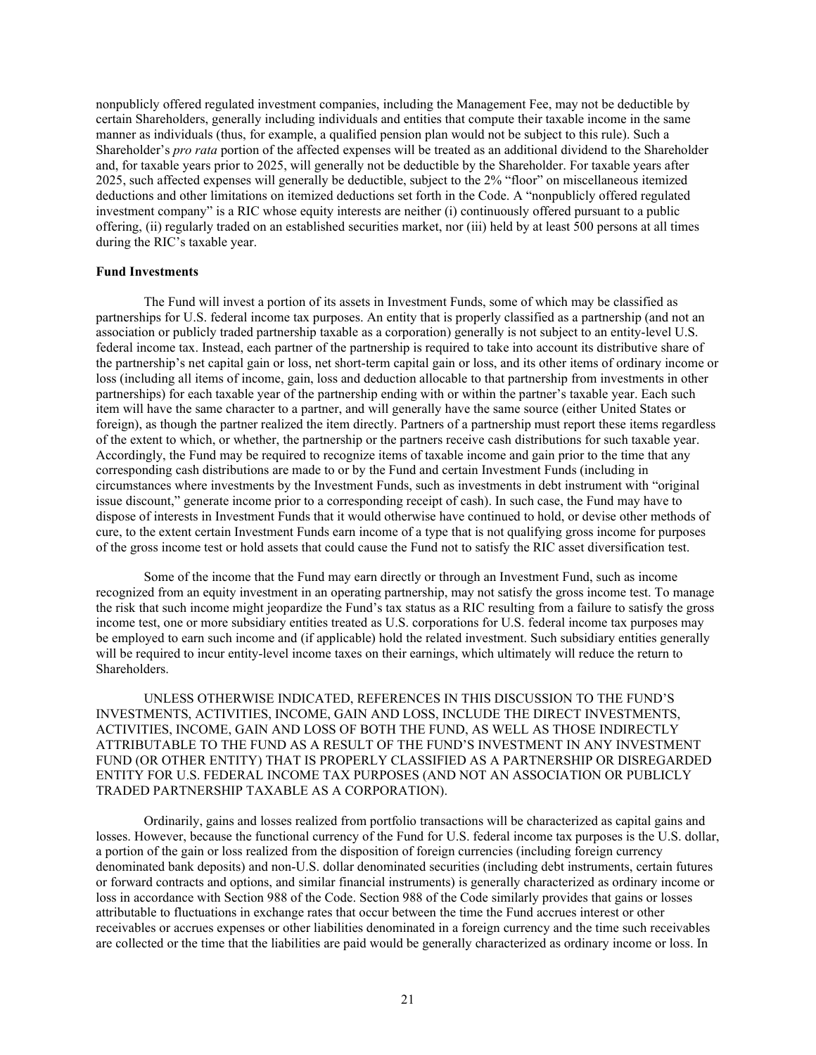nonpublicly offered regulated investment companies, including the Management Fee, may not be deductible by certain Shareholders, generally including individuals and entities that compute their taxable income in the same manner as individuals (thus, for example, a qualified pension plan would not be subject to this rule). Such a Shareholder's *pro rata* portion of the affected expenses will be treated as an additional dividend to the Shareholder and, for taxable years prior to 2025, will generally not be deductible by the Shareholder. For taxable years after 2025, such affected expenses will generally be deductible, subject to the 2% "floor" on miscellaneous itemized deductions and other limitations on itemized deductions set forth in the Code. A "nonpublicly offered regulated investment company" is a RIC whose equity interests are neither (i) continuously offered pursuant to a public offering, (ii) regularly traded on an established securities market, nor (iii) held by at least 500 persons at all times during the RIC's taxable year.

**Fund Investments**

The Fund will invest a portion of its assets in Investment Funds, some of which may be classified as partnerships for U.S. federal income tax purposes. An entity that is properly classified as a partnership (and not an association or publicly traded partnership taxable as a corporation) generally is not subject to an entity-level U.S. federal income tax. Instead, each partner of the partnership is required to take into account its distributive share of the partnership's net capital gain or loss, net short-term capital gain or loss, and its other items of ordinary income or loss (including all items of income, gain, loss and deduction allocable to that partnership from investments in other partnerships) for each taxable year of the partnership ending with or within the partner's taxable year. Each such item will have the same character to a partner, and will generally have the same source (either United States or foreign), as though the partner realized the item directly. Partners of a partnership must report these items regardless of the extent to which, or whether, the partnership or the partners receive cash distributions for such taxable year. Accordingly, the Fund may be required to recognize items of taxable income and gain prior to the time that any corresponding cash distributions are made to or by the Fund and certain Investment Funds (including in circumstances where investments by the Investment Funds, such as investments in debt instrument with "original issue discount," generate income prior to a corresponding receipt of cash). In such case, the Fund may have to dispose of interests in Investment Funds that it would otherwise have continued to hold, or devise other methods of cure, to the extent certain Investment Funds earn income of a type that is not qualifying gross income for purposes of the gross income test or hold assets that could cause the Fund not to satisfy the RIC asset diversification test.

Some of the income that the Fund may earn directly or through an Investment Fund, such as income recognized from an equity investment in an operating partnership, may not satisfy the gross income test. To manage the risk that such income might jeopardize the Fund's tax status as a RIC resulting from a failure to satisfy the gross income test, one or more subsidiary entities treated as U.S. corporations for U.S. federal income tax purposes may be employed to earn such income and (if applicable) hold the related investment. Such subsidiary entities generally will be required to incur entity-level income taxes on their earnings, which ultimately will reduce the return to Shareholders.

UNLESS OTHERWISE INDICATED, REFERENCES IN THIS DISCUSSION TO THE FUND'S INVESTMENTS, ACTIVITIES, INCOME, GAIN AND LOSS, INCLUDE THE DIRECT INVESTMENTS, ACTIVITIES, INCOME, GAIN AND LOSS OF BOTH THE FUND, AS WELL AS THOSE INDIRECTLY ATTRIBUTABLE TO THE FUND AS A RESULT OF THE FUND'S INVESTMENT IN ANY INVESTMENT FUND (OR OTHER ENTITY) THAT IS PROPERLY CLASSIFIED AS A PARTNERSHIP OR DISREGARDED ENTITY FOR U.S. FEDERAL INCOME TAX PURPOSES (AND NOT AN ASSOCIATION OR PUBLICLY TRADED PARTNERSHIP TAXABLE AS A CORPORATION).

Ordinarily, gains and losses realized from portfolio transactions will be characterized as capital gains and losses. However, because the functional currency of the Fund for U.S. federal income tax purposes is the U.S. dollar, a portion of the gain or loss realized from the disposition of foreign currencies (including foreign currency denominated bank deposits) and non-U.S. dollar denominated securities (including debt instruments, certain futures or forward contracts and options, and similar financial instruments) is generally characterized as ordinary income or loss in accordance with Section 988 of the Code. Section 988 of the Code similarly provides that gains or losses attributable to fluctuations in exchange rates that occur between the time the Fund accrues interest or other receivables or accrues expenses or other liabilities denominated in a foreign currency and the time such receivables are collected or the time that the liabilities are paid would be generally characterized as ordinary income or loss. In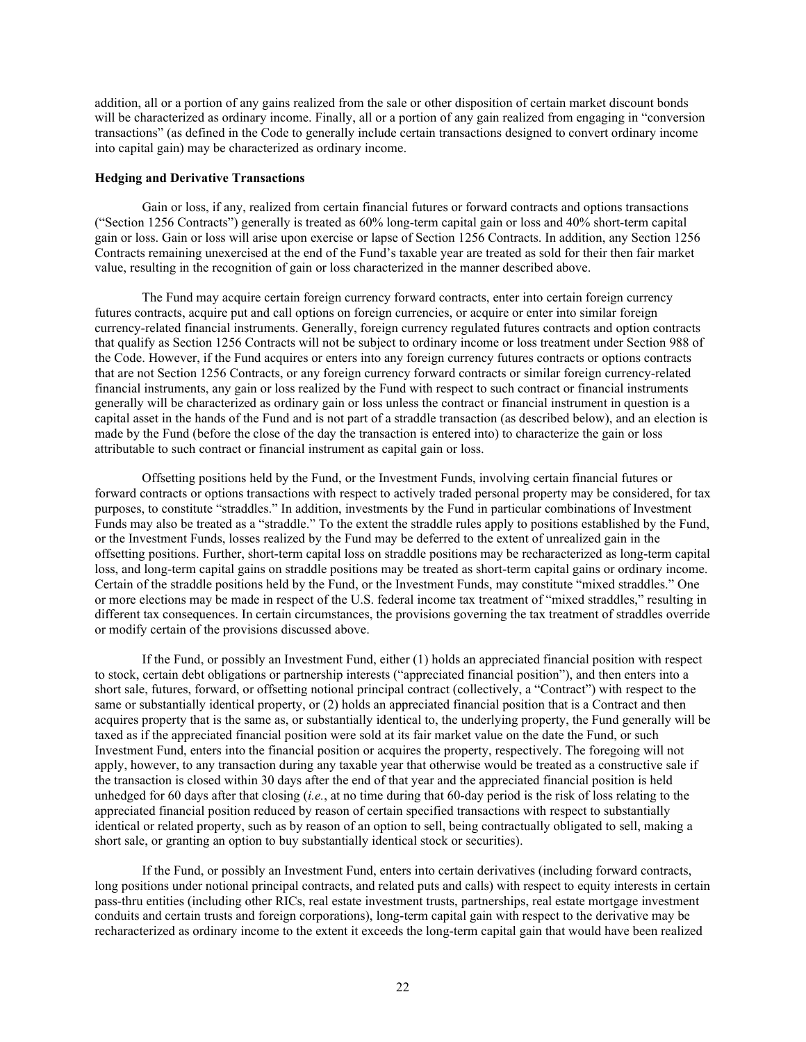addition, all or a portion of any gains realized from the sale or other disposition of certain market discount bonds will be characterized as ordinary income. Finally, all or a portion of any gain realized from engaging in "conversion transactions" (as defined in the Code to generally include certain transactions designed to convert ordinary income into capital gain) may be characterized as ordinary income.

**Hedging and Derivative Transactions**

Gain or loss, if any, realized from certain financial futures or forward contracts and options transactions ("Section 1256 Contracts") generally is treated as 60% long-term capital gain or loss and 40% short-term capital gain or loss. Gain or loss will arise upon exercise or lapse of Section 1256 Contracts. In addition, any Section 1256 Contracts remaining unexercised at the end of the Fund's taxable year are treated as sold for their then fair market value, resulting in the recognition of gain or loss characterized in the manner described above.

The Fund may acquire certain foreign currency forward contracts, enter into certain foreign currency futures contracts, acquire put and call options on foreign currencies, or acquire or enter into similar foreign currency-related financial instruments. Generally, foreign currency regulated futures contracts and option contracts that qualify as Section 1256 Contracts will not be subject to ordinary income or loss treatment under Section 988 of the Code. However, if the Fund acquires or enters into any foreign currency futures contracts or options contracts that are not Section 1256 Contracts, or any foreign currency forward contracts or similar foreign currency-related financial instruments, any gain or loss realized by the Fund with respect to such contract or financial instruments generally will be characterized as ordinary gain or loss unless the contract or financial instrument in question is a capital asset in the hands of the Fund and is not part of a straddle transaction (as described below), and an election is made by the Fund (before the close of the day the transaction is entered into) to characterize the gain or loss attributable to such contract or financial instrument as capital gain or loss.

Offsetting positions held by the Fund, or the Investment Funds, involving certain financial futures or forward contracts or options transactions with respect to actively traded personal property may be considered, for tax purposes, to constitute "straddles." In addition, investments by the Fund in particular combinations of Investment Funds may also be treated as a "straddle." To the extent the straddle rules apply to positions established by the Fund, or the Investment Funds, losses realized by the Fund may be deferred to the extent of unrealized gain in the offsetting positions. Further, short-term capital loss on straddle positions may be recharacterized as long-term capital loss, and long-term capital gains on straddle positions may be treated as short-term capital gains or ordinary income. Certain of the straddle positions held by the Fund, or the Investment Funds, may constitute "mixed straddles." One or more elections may be made in respect of the U.S. federal income tax treatment of "mixed straddles," resulting in different tax consequences. In certain circumstances, the provisions governing the tax treatment of straddles override or modify certain of the provisions discussed above.

If the Fund, or possibly an Investment Fund, either (1) holds an appreciated financial position with respect to stock, certain debt obligations or partnership interests ("appreciated financial position"), and then enters into a short sale, futures, forward, or offsetting notional principal contract (collectively, a "Contract") with respect to the same or substantially identical property, or (2) holds an appreciated financial position that is a Contract and then acquires property that is the same as, or substantially identical to, the underlying property, the Fund generally will be taxed as if the appreciated financial position were sold at its fair market value on the date the Fund, or such Investment Fund, enters into the financial position or acquires the property, respectively. The foregoing will not apply, however, to any transaction during any taxable year that otherwise would be treated as a constructive sale if the transaction is closed within 30 days after the end of that year and the appreciated financial position is held unhedged for 60 days after that closing (*i.e.*, at no time during that 60-day period is the risk of loss relating to the appreciated financial position reduced by reason of certain specified transactions with respect to substantially identical or related property, such as by reason of an option to sell, being contractually obligated to sell, making a short sale, or granting an option to buy substantially identical stock or securities).

If the Fund, or possibly an Investment Fund, enters into certain derivatives (including forward contracts, long positions under notional principal contracts, and related puts and calls) with respect to equity interests in certain pass-thru entities (including other RICs, real estate investment trusts, partnerships, real estate mortgage investment conduits and certain trusts and foreign corporations), long-term capital gain with respect to the derivative may be recharacterized as ordinary income to the extent it exceeds the long-term capital gain that would have been realized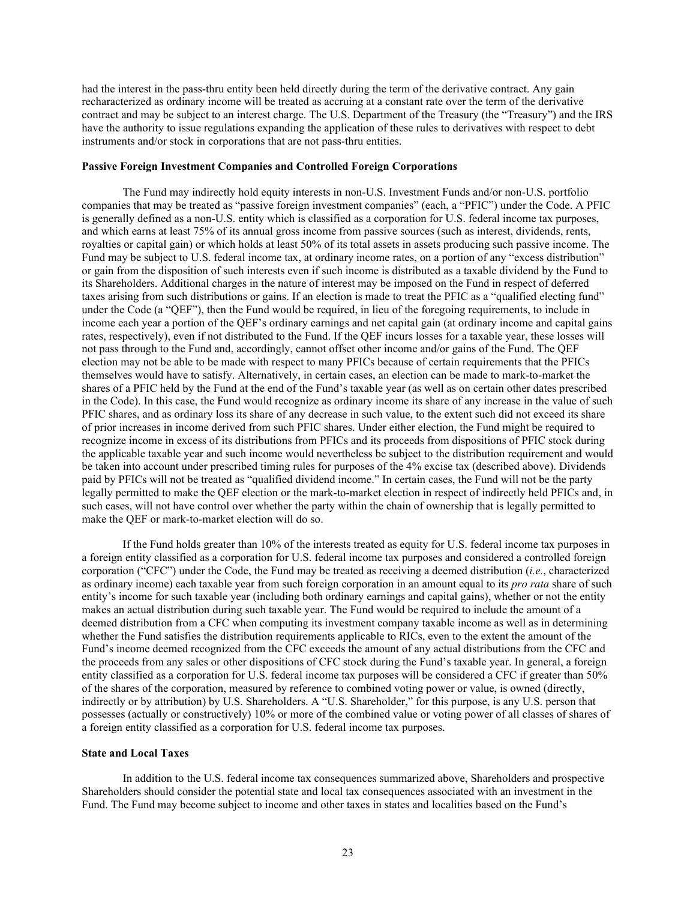had the interest in the pass-thru entity been held directly during the term of the derivative contract. Any gain recharacterized as ordinary income will be treated as accruing at a constant rate over the term of the derivative contract and may be subject to an interest charge. The U.S. Department of the Treasury (the "Treasury") and the IRS have the authority to issue regulations expanding the application of these rules to derivatives with respect to debt instruments and/or stock in corporations that are not pass-thru entities.

**Passive Foreign Investment Companies and Controlled Foreign Corporations**

The Fund may indirectly hold equity interests in non-U.S. Investment Funds and/or non-U.S. portfolio companies that may be treated as "passive foreign investment companies" (each, a "PFIC") under the Code. A PFIC is generally defined as a non-U.S. entity which is classified as a corporation for U.S. federal income tax purposes, and which earns at least 75% of its annual gross income from passive sources (such as interest, dividends, rents, royalties or capital gain) or which holds at least 50% of its total assets in assets producing such passive income. The Fund may be subject to U.S. federal income tax, at ordinary income rates, on a portion of any "excess distribution" or gain from the disposition of such interests even if such income is distributed as a taxable dividend by the Fund to its Shareholders. Additional charges in the nature of interest may be imposed on the Fund in respect of deferred taxes arising from such distributions or gains. If an election is made to treat the PFIC as a "qualified electing fund" under the Code (a "QEF"), then the Fund would be required, in lieu of the foregoing requirements, to include in income each year a portion of the QEF's ordinary earnings and net capital gain (at ordinary income and capital gains rates, respectively), even if not distributed to the Fund. If the QEF incurs losses for a taxable year, these losses will not pass through to the Fund and, accordingly, cannot offset other income and/or gains of the Fund. The QEF election may not be able to be made with respect to many PFICs because of certain requirements that the PFICs themselves would have to satisfy. Alternatively, in certain cases, an election can be made to mark-to-market the shares of a PFIC held by the Fund at the end of the Fund's taxable year (as well as on certain other dates prescribed in the Code). In this case, the Fund would recognize as ordinary income its share of any increase in the value of such PFIC shares, and as ordinary loss its share of any decrease in such value, to the extent such did not exceed its share of prior increases in income derived from such PFIC shares. Under either election, the Fund might be required to recognize income in excess of its distributions from PFICs and its proceeds from dispositions of PFIC stock during the applicable taxable year and such income would nevertheless be subject to the distribution requirement and would be taken into account under prescribed timing rules for purposes of the 4% excise tax (described above). Dividends paid by PFICs will not be treated as "qualified dividend income." In certain cases, the Fund will not be the party legally permitted to make the QEF election or the mark-to-market election in respect of indirectly held PFICs and, in such cases, will not have control over whether the party within the chain of ownership that is legally permitted to make the QEF or mark-to-market election will do so.

If the Fund holds greater than 10% of the interests treated as equity for U.S. federal income tax purposes in a foreign entity classified as a corporation for U.S. federal income tax purposes and considered a controlled foreign corporation ("CFC") under the Code, the Fund may be treated as receiving a deemed distribution (*i.e.*, characterized as ordinary income) each taxable year from such foreign corporation in an amount equal to its *pro rata* share of such entity's income for such taxable year (including both ordinary earnings and capital gains), whether or not the entity makes an actual distribution during such taxable year. The Fund would be required to include the amount of a deemed distribution from a CFC when computing its investment company taxable income as well as in determining whether the Fund satisfies the distribution requirements applicable to RICs, even to the extent the amount of the Fund's income deemed recognized from the CFC exceeds the amount of any actual distributions from the CFC and the proceeds from any sales or other dispositions of CFC stock during the Fund's taxable year. In general, a foreign entity classified as a corporation for U.S. federal income tax purposes will be considered a CFC if greater than 50% of the shares of the corporation, measured by reference to combined voting power or value, is owned (directly, indirectly or by attribution) by U.S. Shareholders. A "U.S. Shareholder," for this purpose, is any U.S. person that possesses (actually or constructively) 10% or more of the combined value or voting power of all classes of shares of a foreign entity classified as a corporation for U.S. federal income tax purposes.

**State and Local Taxes**

In addition to the U.S. federal income tax consequences summarized above, Shareholders and prospective Shareholders should consider the potential state and local tax consequences associated with an investment in the Fund. The Fund may become subject to income and other taxes in states and localities based on the Fund's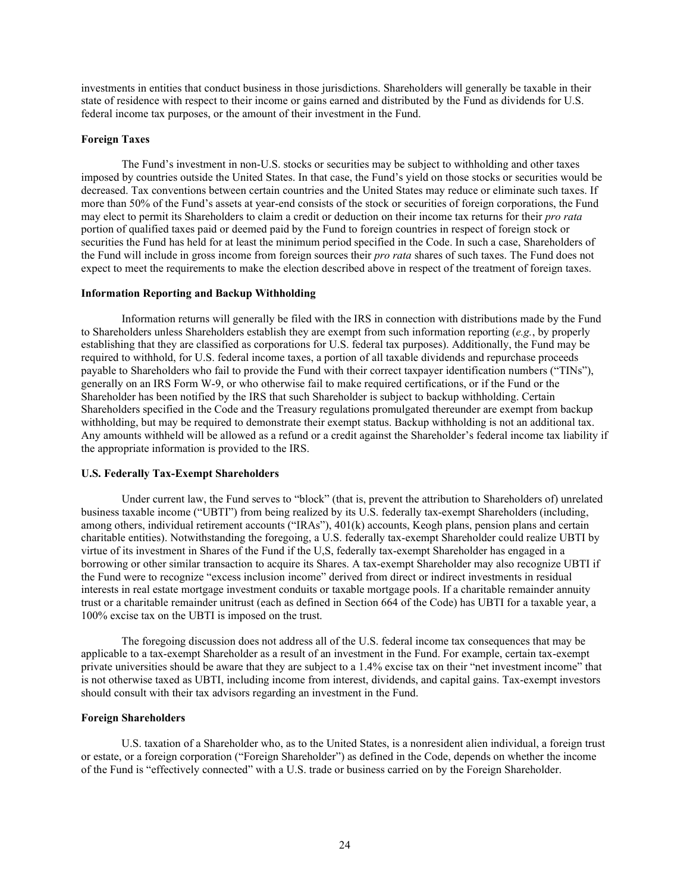investments in entities that conduct business in those jurisdictions. Shareholders will generally be taxable in their state of residence with respect to their income or gains earned and distributed by the Fund as dividends for U.S. federal income tax purposes, or the amount of their investment in the Fund.

**Foreign Taxes**

The Fund's investment in non-U.S. stocks or securities may be subject to withholding and other taxes imposed by countries outside the United States. In that case, the Fund's yield on those stocks or securities would be decreased. Tax conventions between certain countries and the United States may reduce or eliminate such taxes. If more than 50% of the Fund's assets at year-end consists of the stock or securities of foreign corporations, the Fund may elect to permit its Shareholders to claim a credit or deduction on their income tax returns for their *pro rata* portion of qualified taxes paid or deemed paid by the Fund to foreign countries in respect of foreign stock or securities the Fund has held for at least the minimum period specified in the Code. In such a case, Shareholders of the Fund will include in gross income from foreign sources their *pro rata* shares of such taxes. The Fund does not expect to meet the requirements to make the election described above in respect of the treatment of foreign taxes.

**Information Reporting and Backup Withholding**

Information returns will generally be filed with the IRS in connection with distributions made by the Fund to Shareholders unless Shareholders establish they are exempt from such information reporting (*e.g.*, by properly establishing that they are classified as corporations for U.S. federal tax purposes). Additionally, the Fund may be required to withhold, for U.S. federal income taxes, a portion of all taxable dividends and repurchase proceeds payable to Shareholders who fail to provide the Fund with their correct taxpayer identification numbers ("TINs"), generally on an IRS Form W-9, or who otherwise fail to make required certifications, or if the Fund or the Shareholder has been notified by the IRS that such Shareholder is subject to backup withholding. Certain Shareholders specified in the Code and the Treasury regulations promulgated thereunder are exempt from backup withholding, but may be required to demonstrate their exempt status. Backup withholding is not an additional tax. Any amounts withheld will be allowed as a refund or a credit against the Shareholder's federal income tax liability if the appropriate information is provided to the IRS.

**U.S. Federally Tax-Exempt Shareholders**

Under current law, the Fund serves to "block" (that is, prevent the attribution to Shareholders of) unrelated business taxable income ("UBTI") from being realized by its U.S. federally tax-exempt Shareholders (including, among others, individual retirement accounts ("IRAs"), 401(k) accounts, Keogh plans, pension plans and certain charitable entities). Notwithstanding the foregoing, a U.S. federally tax-exempt Shareholder could realize UBTI by virtue of its investment in Shares of the Fund if the U,S, federally tax-exempt Shareholder has engaged in a borrowing or other similar transaction to acquire its Shares. A tax-exempt Shareholder may also recognize UBTI if the Fund were to recognize "excess inclusion income" derived from direct or indirect investments in residual interests in real estate mortgage investment conduits or taxable mortgage pools. If a charitable remainder annuity trust or a charitable remainder unitrust (each as defined in Section 664 of the Code) has UBTI for a taxable year, a 100% excise tax on the UBTI is imposed on the trust.

The foregoing discussion does not address all of the U.S. federal income tax consequences that may be applicable to a tax-exempt Shareholder as a result of an investment in the Fund. For example, certain tax-exempt private universities should be aware that they are subject to a 1.4% excise tax on their "net investment income" that is not otherwise taxed as UBTI, including income from interest, dividends, and capital gains. Tax-exempt investors should consult with their tax advisors regarding an investment in the Fund.

**Foreign Shareholders**

U.S. taxation of a Shareholder who, as to the United States, is a nonresident alien individual, a foreign trust or estate, or a foreign corporation ("Foreign Shareholder") as defined in the Code, depends on whether the income of the Fund is "effectively connected" with a U.S. trade or business carried on by the Foreign Shareholder.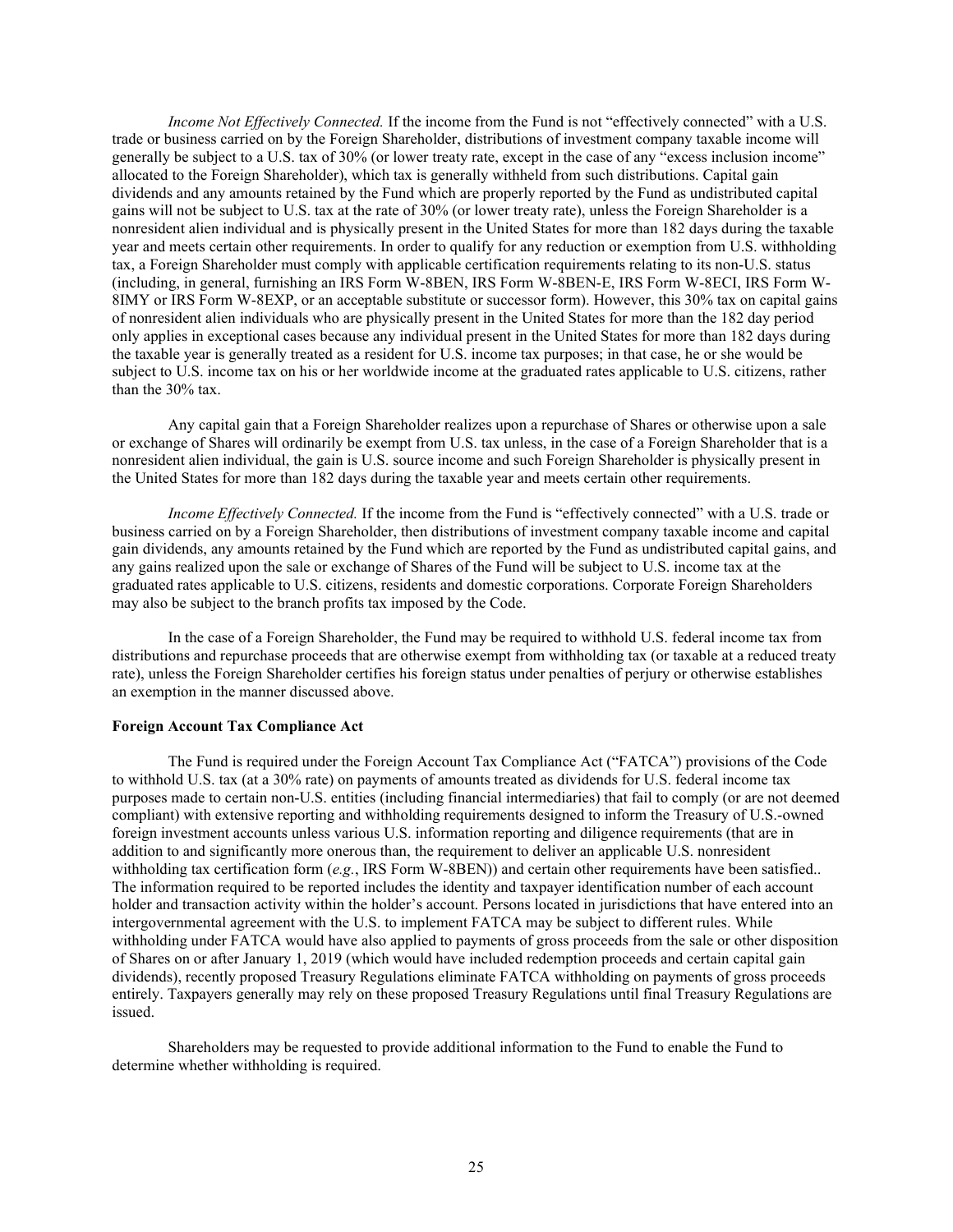*Income Not Effectively Connected.* If the income from the Fund is not "effectively connected" with a U.S. trade or business carried on by the Foreign Shareholder, distributions of investment company taxable income will generally be subject to a U.S. tax of 30% (or lower treaty rate, except in the case of any "excess inclusion income" allocated to the Foreign Shareholder), which tax is generally withheld from such distributions. Capital gain dividends and any amounts retained by the Fund which are properly reported by the Fund as undistributed capital gains will not be subject to U.S. tax at the rate of 30% (or lower treaty rate), unless the Foreign Shareholder is a nonresident alien individual and is physically present in the United States for more than 182 days during the taxable year and meets certain other requirements. In order to qualify for any reduction or exemption from U.S. withholding tax, a Foreign Shareholder must comply with applicable certification requirements relating to its non-U.S. status (including, in general, furnishing an IRS Form W-8BEN, IRS Form W-8BEN-E, IRS Form W-8ECI, IRS Form W-8IMY or IRS Form W-8EXP, or an acceptable substitute or successor form). However, this 30% tax on capital gains of nonresident alien individuals who are physically present in the United States for more than the 182 day period only applies in exceptional cases because any individual present in the United States for more than 182 days during the taxable year is generally treated as a resident for U.S. income tax purposes; in that case, he or she would be subject to U.S. income tax on his or her worldwide income at the graduated rates applicable to U.S. citizens, rather than the 30% tax.

Any capital gain that a Foreign Shareholder realizes upon a repurchase of Shares or otherwise upon a sale or exchange of Shares will ordinarily be exempt from U.S. tax unless, in the case of a Foreign Shareholder that is a nonresident alien individual, the gain is U.S. source income and such Foreign Shareholder is physically present in the United States for more than 182 days during the taxable year and meets certain other requirements.

*Income Effectively Connected.* If the income from the Fund is "effectively connected" with a U.S. trade or business carried on by a Foreign Shareholder, then distributions of investment company taxable income and capital gain dividends, any amounts retained by the Fund which are reported by the Fund as undistributed capital gains, and any gains realized upon the sale or exchange of Shares of the Fund will be subject to U.S. income tax at the graduated rates applicable to U.S. citizens, residents and domestic corporations. Corporate Foreign Shareholders may also be subject to the branch profits tax imposed by the Code.

In the case of a Foreign Shareholder, the Fund may be required to withhold U.S. federal income tax from distributions and repurchase proceeds that are otherwise exempt from withholding tax (or taxable at a reduced treaty rate), unless the Foreign Shareholder certifies his foreign status under penalties of perjury or otherwise establishes an exemption in the manner discussed above.

**Foreign Account Tax Compliance Act**

The Fund is required under the Foreign Account Tax Compliance Act ("FATCA") provisions of the Code to withhold U.S. tax (at a 30% rate) on payments of amounts treated as dividends for U.S. federal income tax purposes made to certain non-U.S. entities (including financial intermediaries) that fail to comply (or are not deemed compliant) with extensive reporting and withholding requirements designed to inform the Treasury of U.S.-owned foreign investment accounts unless various U.S. information reporting and diligence requirements (that are in addition to and significantly more onerous than, the requirement to deliver an applicable U.S. nonresident withholding tax certification form (*e.g.*, IRS Form W-8BEN)) and certain other requirements have been satisfied.. The information required to be reported includes the identity and taxpayer identification number of each account holder and transaction activity within the holder's account. Persons located in jurisdictions that have entered into an intergovernmental agreement with the U.S. to implement FATCA may be subject to different rules. While withholding under FATCA would have also applied to payments of gross proceeds from the sale or other disposition of Shares on or after January 1, 2019 (which would have included redemption proceeds and certain capital gain dividends), recently proposed Treasury Regulations eliminate FATCA withholding on payments of gross proceeds entirely. Taxpayers generally may rely on these proposed Treasury Regulations until final Treasury Regulations are issued.

Shareholders may be requested to provide additional information to the Fund to enable the Fund to determine whether withholding is required.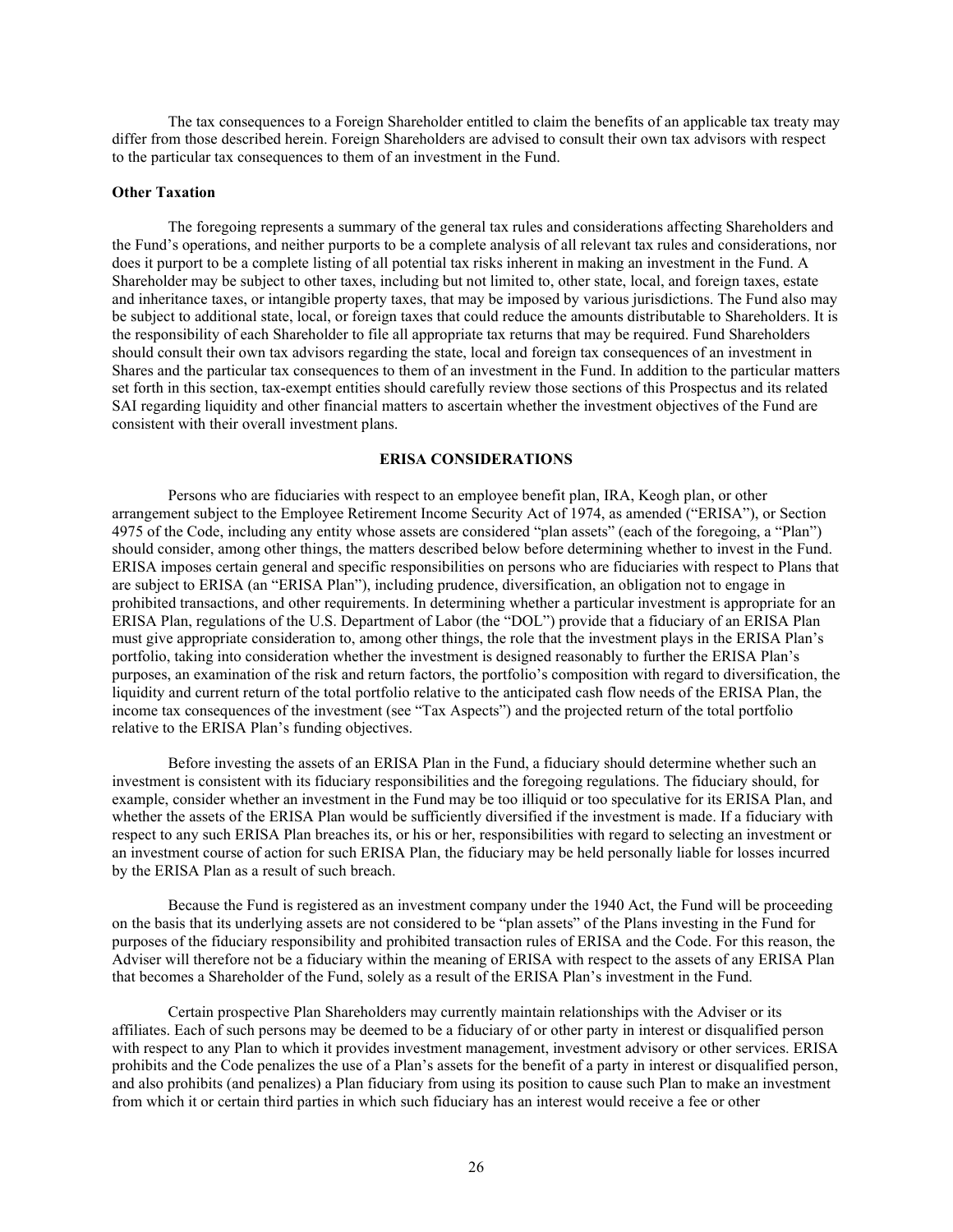The tax consequences to a Foreign Shareholder entitled to claim the benefits of an applicable tax treaty may differ from those described herein. Foreign Shareholders are advised to consult their own tax advisors with respect to the particular tax consequences to them of an investment in the Fund.

**Other Taxation**

The foregoing represents a summary of the general tax rules and considerations affecting Shareholders and the Fund's operations, and neither purports to be a complete analysis of all relevant tax rules and considerations, nor does it purport to be a complete listing of all potential tax risks inherent in making an investment in the Fund. A Shareholder may be subject to other taxes, including but not limited to, other state, local, and foreign taxes, estate and inheritance taxes, or intangible property taxes, that may be imposed by various jurisdictions. The Fund also may be subject to additional state, local, or foreign taxes that could reduce the amounts distributable to Shareholders. It is the responsibility of each Shareholder to file all appropriate tax returns that may be required. Fund Shareholders should consult their own tax advisors regarding the state, local and foreign tax consequences of an investment in Shares and the particular tax consequences to them of an investment in the Fund. In addition to the particular matters set forth in this section, tax-exempt entities should carefully review those sections of this Prospectus and its related SAI regarding liquidity and other financial matters to ascertain whether the investment objectives of the Fund are consistent with their overall investment plans.

## ERISA CONSIDERATIONS

Persons who are fiduciaries with respect to an employee benefit plan, IRA, Keogh plan, or other arrangement subject to the Employee Retirement Income Security Act of 1974, as amended ("ERISA"), or Section 4975 of the Code, including any entity whose assets are considered "plan assets" (each of the foregoing, a "Plan") should consider, among other things, the matters described below before determining whether to invest in the Fund. ERISA imposes certain general and specific responsibilities on persons who are fiduciaries with respect to Plans that are subject to ERISA (an "ERISA Plan"), including prudence, diversification, an obligation not to engage in prohibited transactions, and other requirements. In determining whether a particular investment is appropriate for an ERISA Plan, regulations of the U.S. Department of Labor (the "DOL") provide that a fiduciary of an ERISA Plan must give appropriate consideration to, among other things, the role that the investment plays in the ERISA Plan's portfolio, taking into consideration whether the investment is designed reasonably to further the ERISA Plan's purposes, an examination of the risk and return factors, the portfolio's composition with regard to diversification, the liquidity and current return of the total portfolio relative to the anticipated cash flow needs of the ERISA Plan, the income tax consequences of the investment (see "Tax Aspects") and the projected return of the total portfolio relative to the ERISA Plan's funding objectives.

Before investing the assets of an ERISA Plan in the Fund, a fiduciary should determine whether such an investment is consistent with its fiduciary responsibilities and the foregoing regulations. The fiduciary should, for example, consider whether an investment in the Fund may be too illiquid or too speculative for its ERISA Plan, and whether the assets of the ERISA Plan would be sufficiently diversified if the investment is made. If a fiduciary with respect to any such ERISA Plan breaches its, or his or her, responsibilities with regard to selecting an investment or an investment course of action for such ERISA Plan, the fiduciary may be held personally liable for losses incurred by the ERISA Plan as a result of such breach.

Because the Fund is registered as an investment company under the 1940 Act, the Fund will be proceeding on the basis that its underlying assets are not considered to be "plan assets" of the Plans investing in the Fund for purposes of the fiduciary responsibility and prohibited transaction rules of ERISA and the Code. For this reason, the Adviser will therefore not be a fiduciary within the meaning of ERISA with respect to the assets of any ERISA Plan that becomes a Shareholder of the Fund, solely as a result of the ERISA Plan's investment in the Fund.

Certain prospective Plan Shareholders may currently maintain relationships with the Adviser or its affiliates. Each of such persons may be deemed to be a fiduciary of or other party in interest or disqualified person with respect to any Plan to which it provides investment management, investment advisory or other services. ERISA prohibits and the Code penalizes the use of a Plan's assets for the benefit of a party in interest or disqualified person, and also prohibits (and penalizes) a Plan fiduciary from using its position to cause such Plan to make an investment from which it or certain third parties in which such fiduciary has an interest would receive a fee or other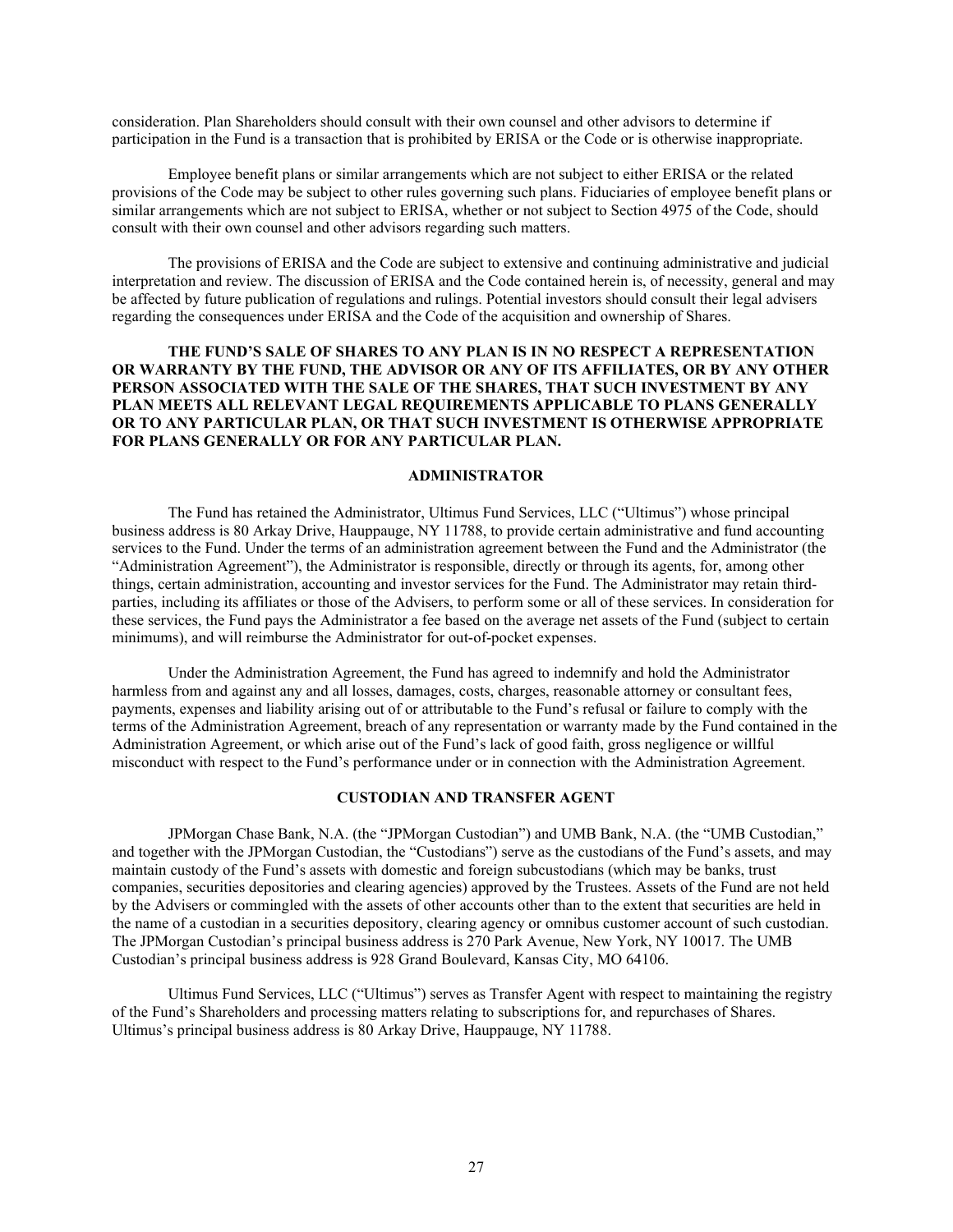consideration. Plan Shareholders should consult with their own counsel and other advisors to determine if participation in the Fund is a transaction that is prohibited by ERISA or the Code or is otherwise inappropriate.

Employee benefit plans or similar arrangements which are not subject to either ERISA or the related provisions of the Code may be subject to other rules governing such plans. Fiduciaries of employee benefit plans or similar arrangements which are not subject to ERISA, whether or not subject to Section 4975 of the Code, should consult with their own counsel and other advisors regarding such matters.

The provisions of ERISA and the Code are subject to extensive and continuing administrative and judicial interpretation and review. The discussion of ERISA and the Code contained herein is, of necessity, general and may be affected by future publication of regulations and rulings. Potential investors should consult their legal advisers regarding the consequences under ERISA and the Code of the acquisition and ownership of Shares.

**THE FUND'S SALE OF SHARES TO ANY PLAN IS IN NO RESPECT A REPRESENTATION OR WARRANTY BY THE FUND, THE ADVISOR OR ANY OF ITS AFFILIATES, OR BY ANY OTHER PERSON ASSOCIATED WITH THE SALE OF THE SHARES, THAT SUCH INVESTMENT BY ANY PLAN MEETS ALL RELEVANT LEGAL REQUIREMENTS APPLICABLE TO PLANS GENERALLY OR TO ANY PARTICULAR PLAN, OR THAT SUCH INVESTMENT IS OTHERWISE APPROPRIATE FOR PLANS GENERALLY OR FOR ANY PARTICULAR PLAN.**

## ADMINISTRATOR

The Fund has retained the Administrator, Ultimus Fund Services, LLC ("Ultimus") whose principal business address is 80 Arkay Drive, Hauppauge, NY 11788, to provide certain administrative and fund accounting services to the Fund. Under the terms of an administration agreement between the Fund and the Administrator (the "Administration Agreement"), the Administrator is responsible, directly or through its agents, for, among other things, certain administration, accounting and investor services for the Fund. The Administrator may retain third-parties, including its affiliates or those of the Advisers, to perform some or all of these services. In consideration for these services, the Fund pays the Administrator a fee based on the average net assets of the Fund (subject to certain minimums), and will reimburse the Administrator for out-of-pocket expenses.

Under the Administration Agreement, the Fund has agreed to indemnify and hold the Administrator harmless from and against any and all losses, damages, costs, charges, reasonable attorney or consultant fees, payments, expenses and liability arising out of or attributable to the Fund's refusal or failure to comply with the terms of the Administration Agreement, breach of any representation or warranty made by the Fund contained in the Administration Agreement, or which arise out of the Fund's lack of good faith, gross negligence or willful misconduct with respect to the Fund's performance under or in connection with the Administration Agreement.

## CUSTODIAN AND TRANSFER AGENT

JPMorgan Chase Bank, N.A. (the "JPMorgan Custodian") and UMB Bank, N.A. (the "UMB Custodian," and together with the JPMorgan Custodian, the "Custodians") serve as the custodians of the Fund's assets, and may maintain custody of the Fund's assets with domestic and foreign subcustodians (which may be banks, trust companies, securities depositories and clearing agencies) approved by the Trustees. Assets of the Fund are not held by the Advisers or commingled with the assets of other accounts other than to the extent that securities are held in the name of a custodian in a securities depository, clearing agency or omnibus customer account of such custodian. The JPMorgan Custodian's principal business address is 270 Park Avenue, New York, NY 10017. The UMB Custodian's principal business address is 928 Grand Boulevard, Kansas City, MO 64106.

Ultimus Fund Services, LLC ("Ultimus") serves as Transfer Agent with respect to maintaining the registry of the Fund's Shareholders and processing matters relating to subscriptions for, and repurchases of Shares. Ultimus's principal business address is 80 Arkay Drive, Hauppauge, NY 11788.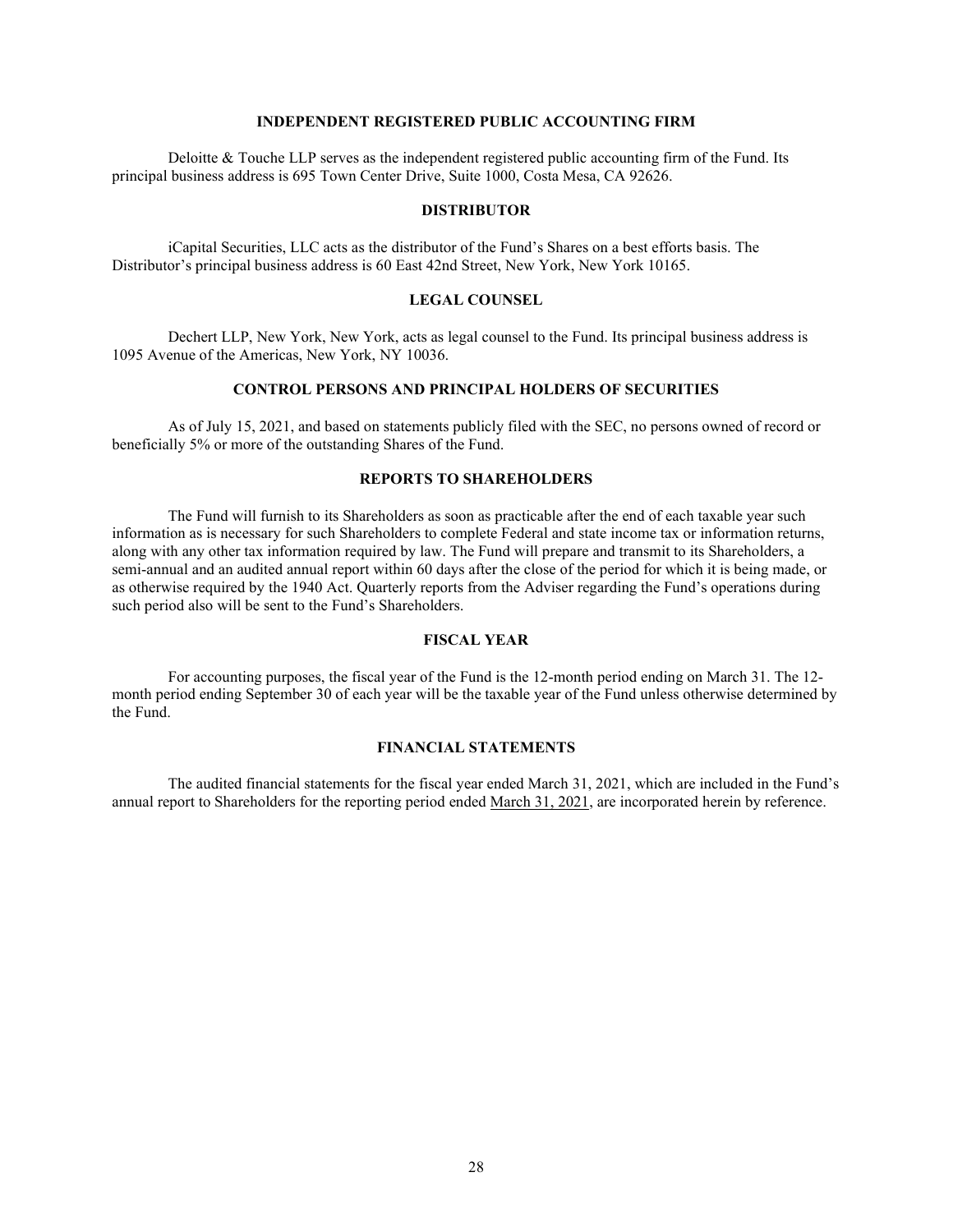## INDEPENDENT REGISTERED PUBLIC ACCOUNTING FIRM

Deloitte & Touche LLP serves as the independent registered public accounting firm of the Fund. Its principal business address is 695 Town Center Drive, Suite 1000, Costa Mesa, CA 92626.

## DISTRIBUTOR

iCapital Securities, LLC acts as the distributor of the Fund's Shares on a best efforts basis. The Distributor's principal business address is 60 East 42nd Street, New York, New York 10165.

## LEGAL COUNSEL

Dechert LLP, New York, New York, acts as legal counsel to the Fund. Its principal business address is 1095 Avenue of the Americas, New York, NY 10036.

## CONTROL PERSONS AND PRINCIPAL HOLDERS OF SECURITIES

As of July 15, 2021, and based on statements publicly filed with the SEC, no persons owned of record or beneficially 5% or more of the outstanding Shares of the Fund.

## REPORTS TO SHAREHOLDERS

The Fund will furnish to its Shareholders as soon as practicable after the end of each taxable year such information as is necessary for such Shareholders to complete Federal and state income tax or information returns, along with any other tax information required by law. The Fund will prepare and transmit to its Shareholders, a semi-annual and an audited annual report within 60 days after the close of the period for which it is being made, or as otherwise required by the 1940 Act. Quarterly reports from the Adviser regarding the Fund's operations during such period also will be sent to the Fund's Shareholders.

## FISCAL YEAR

For accounting purposes, the fiscal year of the Fund is the 12-month period ending on March 31. The 12-month period ending September 30 of each year will be the taxable year of the Fund unless otherwise determined by the Fund.

## FINANCIAL STATEMENTS

The audited financial statements for the fiscal year ended March 31, 2021, which are included in the Fund's annual report to Shareholders for the reporting period ended March 31, 2021, are incorporated herein by reference.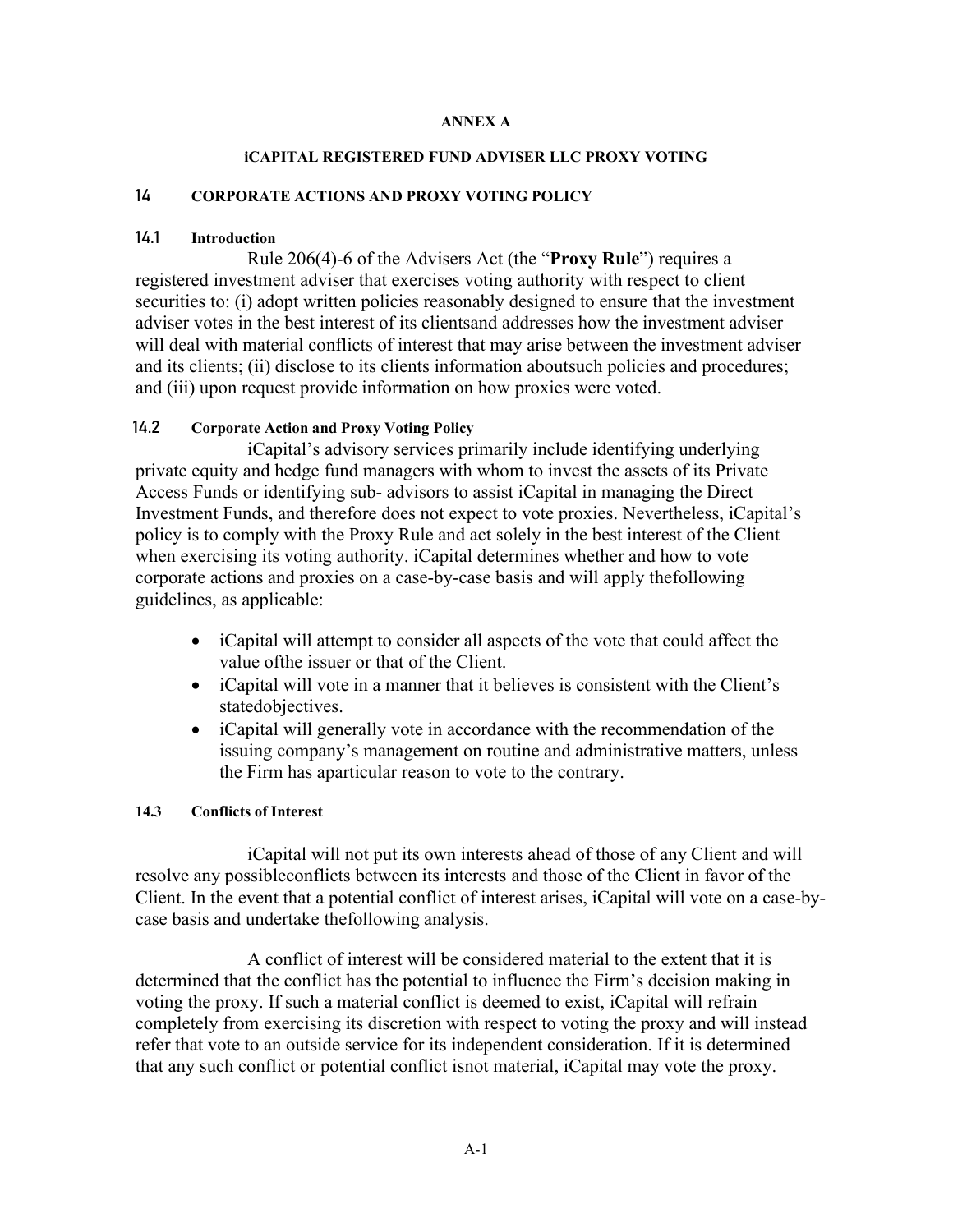**ANNEX A**

**iCAPITAL REGISTERED FUND ADVISER LLC PROXY VOTING**

## 14 CORPORATE ACTIONS AND PROXY VOTING POLICY

### 14.1 Introduction

Rule 206(4)-6 of the Advisers Act (the "**Proxy Rule**") requires a registered investment adviser that exercises voting authority with respect to client securities to: (i) adopt written policies reasonably designed to ensure that the investment adviser votes in the best interest of its clientsand addresses how the investment adviser will deal with material conflicts of interest that may arise between the investment adviser and its clients; (ii) disclose to its clients information aboutsuch policies and procedures; and (iii) upon request provide information on how proxies were voted.

### 14.2 Corporate Action and Proxy Voting Policy

iCapital's advisory services primarily include identifying underlying private equity and hedge fund managers with whom to invest the assets of its Private Access Funds or identifying sub- advisors to assist iCapital in managing the Direct Investment Funds, and therefore does not expect to vote proxies. Nevertheless, iCapital's policy is to comply with the Proxy Rule and act solely in the best interest of the Client when exercising its voting authority. iCapital determines whether and how to vote corporate actions and proxies on a case-by-case basis and will apply thefollowing guidelines, as applicable:

- iCapital will attempt to consider all aspects of the vote that could affect the value ofthe issuer or that of the Client.
- iCapital will vote in a manner that it believes is consistent with the Client's statedobjectives.
- iCapital will generally vote in accordance with the recommendation of the issuing company's management on routine and administrative matters, unless the Firm has aparticular reason to vote to the contrary.

### 14.3 Conflicts of Interest

iCapital will not put its own interests ahead of those of any Client and will resolve any possibleconflicts between its interests and those of the Client in favor of the Client. In the event that a potential conflict of interest arises, iCapital will vote on a case-by-case basis and undertake thefollowing analysis.

A conflict of interest will be considered material to the extent that it is determined that the conflict has the potential to influence the Firm's decision making in voting the proxy. If such a material conflict is deemed to exist, iCapital will refrain completely from exercising its discretion with respect to voting the proxy and will instead refer that vote to an outside service for its independent consideration. If it is determined that any such conflict or potential conflict isnot material, iCapital may vote the proxy.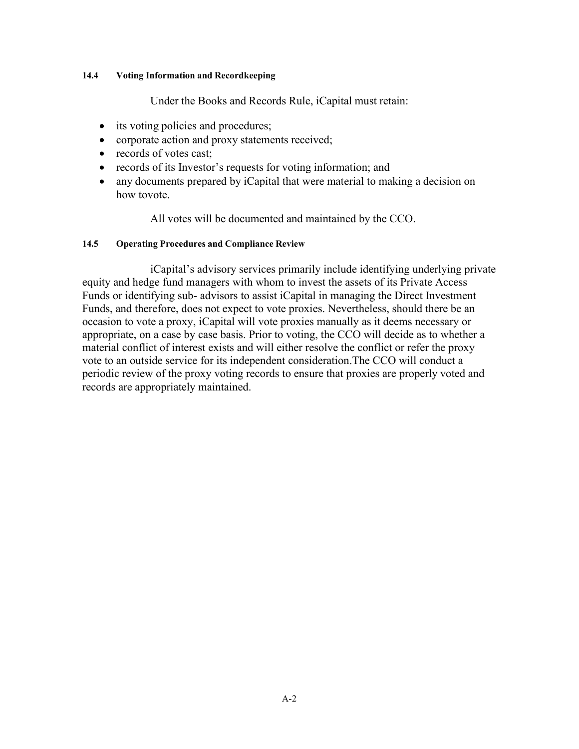#### 14.4 Voting Information and Recordkeeping

Under the Books and Records Rule, iCapital must retain:

- its voting policies and procedures;
- corporate action and proxy statements received;
- records of votes cast;
- records of its Investor's requests for voting information; and
- any documents prepared by iCapital that were material to making a decision on how tovote.

All votes will be documented and maintained by the CCO.

#### 14.5 Operating Procedures and Compliance Review

iCapital's advisory services primarily include identifying underlying private equity and hedge fund managers with whom to invest the assets of its Private Access Funds or identifying sub- advisors to assist iCapital in managing the Direct Investment Funds, and therefore, does not expect to vote proxies. Nevertheless, should there be an occasion to vote a proxy, iCapital will vote proxies manually as it deems necessary or appropriate, on a case by case basis. Prior to voting, the CCO will decide as to whether a material conflict of interest exists and will either resolve the conflict or refer the proxy vote to an outside service for its independent consideration.The CCO will conduct a periodic review of the proxy voting records to ensure that proxies are properly voted and records are appropriately maintained.